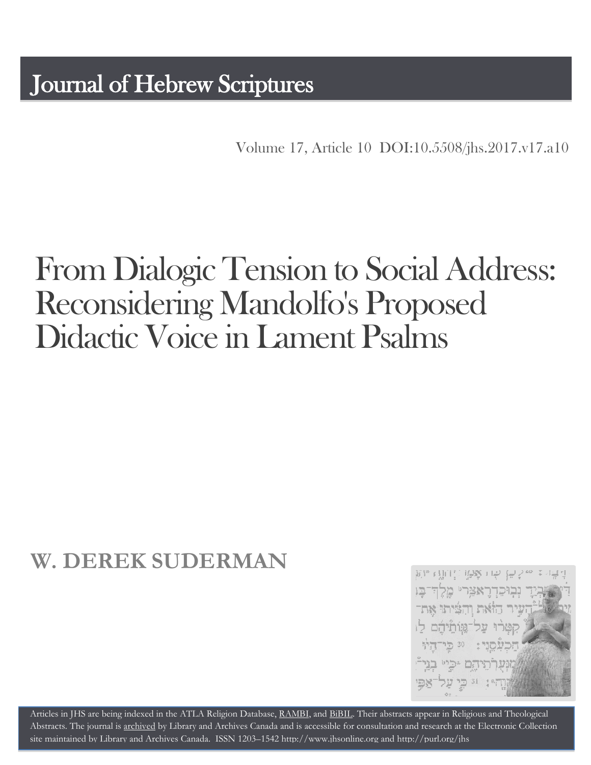# Journal of Hebrew Scriptures

Volume 17, Article 10 DOI:10.5508/jhs.2017.v17.a10

# From Dialogic Tension to Social Address: Reconsidering Mandolfo's Proposed Didactic Voice in Lament Psalms

## W. DEREK SUDERMAN

Articles in JHS are being indexed in the ATLA Religion Database, RAMBI, and BiBIL. Their abstracts appear in Religious and Theological Abstracts. The journal is archived by Library and Archives Canada and is accessible for consultation and research at the Electronic Collection site maintained by Library and Archives Canada. ISSN 1203–1542 http://www.jhsonline.org and http://purl.org/jhs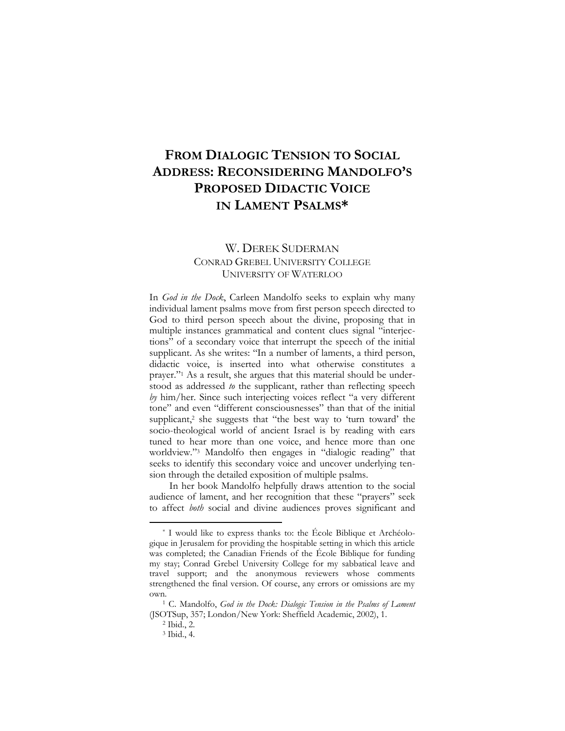# FROM DIALOGIC TENSION TO SOCIAL ADDRESS: RECONSIDERING MANDOLFO'S PROPOSED DIDACTIC VOICE IN LAMENT PSALMS*

W. DEREK SUDERMAN
CONRAD GREBEL UNIVERSITY COLLEGE
UNIVERSITY OF WATERLOO

In *God in the Dock*, Carleen Mandolfo seeks to explain why many individual lament psalms move from first person speech directed to God to third person speech about the divine, proposing that in multiple instances grammatical and content clues signal "interjections" of a secondary voice that interrupt the speech of the initial supplicant. As she writes: "In a number of laments, a third person, didactic voice, is inserted into what otherwise constitutes a prayer."[1] As a result, she argues that this material should be understood as addressed *to* the supplicant, rather than reflecting speech *by* him/her. Since such interjecting voices reflect "a very different tone" and even "different consciousnesses" than that of the initial supplicant,[2] she suggests that "the best way to 'turn toward' the socio-theological world of ancient Israel is by reading with ears tuned to hear more than one voice, and hence more than one worldview."[3] Mandolfo then engages in "dialogic reading" that seeks to identify this secondary voice and uncover underlying tension through the detailed exposition of multiple psalms.

In her book Mandolfo helpfully draws attention to the social audience of lament, and her recognition that these "prayers" seek to affect *both* social and divine audiences proves significant and

---

* I would like to express thanks to: the École Biblique et Archéologique in Jerusalem for providing the hospitable setting in which this article was completed; the Canadian Friends of the École Biblique for funding my stay; Conrad Grebel University College for my sabbatical leave and travel support; and the anonymous reviewers whose comments strengthened the final version. Of course, any errors or omissions are my own.

[1] C. Mandolfo, *God in the Dock: Dialogic Tension in the Psalms of Lament* (JSOTSup, 357; London/New York: Sheffield Academic, 2002), 1.

[2] Ibid., 2.

[3] Ibid., 4.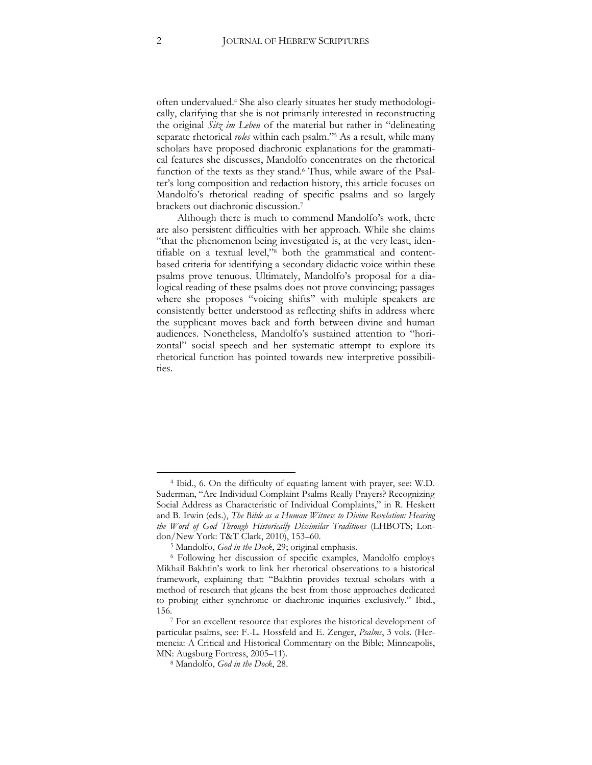often undervalued.[4] She also clearly situates her study methodologically, clarifying that she is not primarily interested in reconstructing the original *Sitz im Leben* of the material but rather in "delineating separate rhetorical *roles* within each psalm."[5] As a result, while many scholars have proposed diachronic explanations for the grammatical features she discusses, Mandolfo concentrates on the rhetorical function of the texts as they stand.[6] Thus, while aware of the Psalter's long composition and redaction history, this article focuses on Mandolfo's rhetorical reading of specific psalms and so largely brackets out diachronic discussion.[7]

Although there is much to commend Mandolfo's work, there are also persistent difficulties with her approach. While she claims "that the phenomenon being investigated is, at the very least, identifiable on a textual level,"[8] both the grammatical and content-based criteria for identifying a secondary didactic voice within these psalms prove tenuous. Ultimately, Mandolfo's proposal for a dialogical reading of these psalms does not prove convincing; passages where she proposes "voicing shifts" with multiple speakers are consistently better understood as reflecting shifts in address where the supplicant moves back and forth between divine and human audiences. Nonetheless, Mandolfo's sustained attention to "horizontal" social speech and her systematic attempt to explore its rhetorical function has pointed towards new interpretive possibilities.

---

[4] Ibid., 6. On the difficulty of equating lament with prayer, see: W.D. Suderman, "Are Individual Complaint Psalms Really Prayers? Recognizing Social Address as Characteristic of Individual Complaints," in R. Heskett and B. Irwin (eds.), *The Bible as a Human Witness to Divine Revelation: Hearing the Word of God Through Historically Dissimilar Traditions* (LHBOTS; London/New York: T&T Clark, 2010), 153–60.

[5] Mandolfo, *God in the Dock*, 29; original emphasis.

[6] Following her discussion of specific examples, Mandolfo employs Mikhail Bakhtin's work to link her rhetorical observations to a historical framework, explaining that: "Bakhtin provides textual scholars with a method of research that gleans the best from those approaches dedicated to probing either synchronic or diachronic inquiries exclusively." Ibid., 156.

[7] For an excellent resource that explores the historical development of particular psalms, see: F.-L. Hossfeld and E. Zenger, *Psalms*, 3 vols. (Hermeneia: A Critical and Historical Commentary on the Bible; Minneapolis, MN: Augsburg Fortress, 2005–11).

[8] Mandolfo, *God in the Dock*, 28.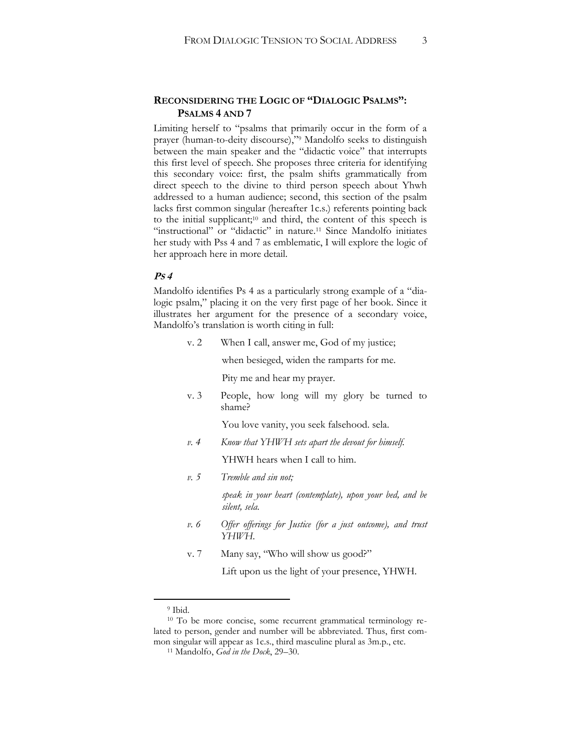## RECONSIDERING THE LOGIC OF "DIALOGIC PSALMS": PSALMS 4 AND 7

Limiting herself to "psalms that primarily occur in the form of a prayer (human-to-deity discourse),"[9] Mandolfo seeks to distinguish between the main speaker and the "didactic voice" that interrupts this first level of speech. She proposes three criteria for identifying this secondary voice: first, the psalm shifts grammatically from direct speech to the divine to third person speech about Yhwh addressed to a human audience; second, this section of the psalm lacks first common singular (hereafter 1c.s.) referents pointing back to the initial supplicant;[10] and third, the content of this speech is "instructional" or "didactic" in nature.[11] Since Mandolfo initiates her study with Pss 4 and 7 as emblematic, I will explore the logic of her approach here in more detail.

### *Ps 4*

Mandolfo identifies Ps 4 as a particularly strong example of a "dialogic psalm," placing it on the very first page of her book. Since it illustrates her argument for the presence of a secondary voice, Mandolfo's translation is worth citing in full:

v. 2 When I call, answer me, God of my justice;

when besieged, widen the ramparts for me.

Pity me and hear my prayer.

v. 3 People, how long will my glory be turned to shame?

You love vanity, you seek falsehood. sela.

*v. 4 Know that YHWH sets apart the devout for himself.*

YHWH hears when I call to him.

*v. 5 Tremble and sin not;*

*speak in your heart (contemplate), upon your bed, and be silent, sela.*

*v. 6 Offer offerings for Justice (for a just outcome), and trust YHWH.*

v. 7 Many say, "Who will show us good?"

Lift upon us the light of your presence, YHWH.

---

[9] Ibid.

[10] To be more concise, some recurrent grammatical terminology related to person, gender and number will be abbreviated. Thus, first common singular will appear as 1c.s., third masculine plural as 3m.p., etc.

[11] Mandolfo, *God in the Dock*, 29–30.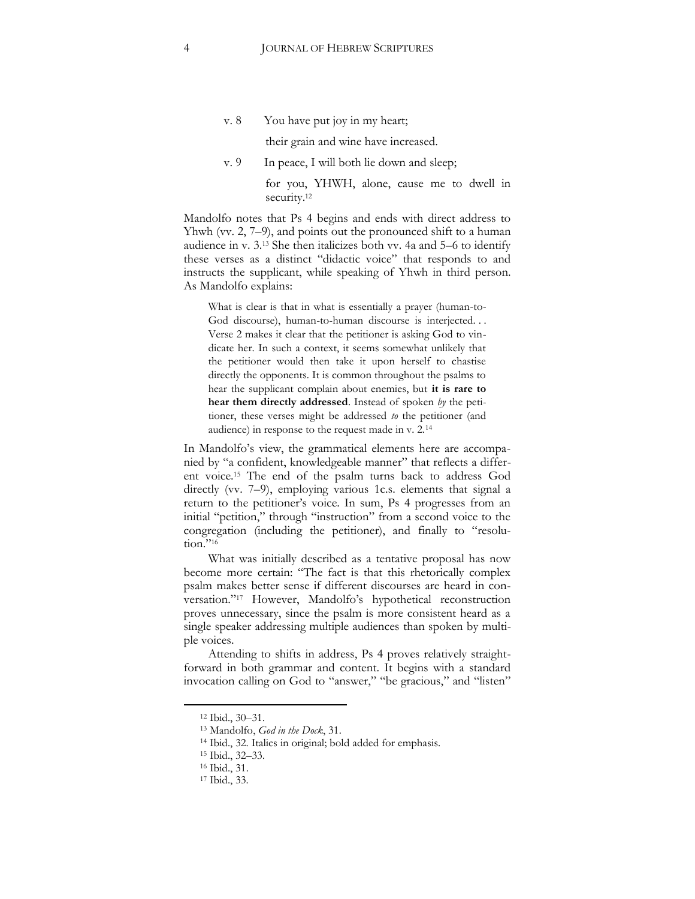v. 8 You have put joy in my heart;

their grain and wine have increased.

v. 9 In peace, I will both lie down and sleep;

for you, YHWH, alone, cause me to dwell in security.[12]

Mandolfo notes that Ps 4 begins and ends with direct address to Yhwh (vv. 2, 7–9), and points out the pronounced shift to a human audience in v. 3.[13] She then italicizes both vv. 4a and 5–6 to identify these verses as a distinct "didactic voice" that responds to and instructs the supplicant, while speaking of Yhwh in third person. As Mandolfo explains:

> What is clear is that in what is essentially a prayer (human-to-God discourse), human-to-human discourse is interjected. . . Verse 2 makes it clear that the petitioner is asking God to vindicate her. In such a context, it seems somewhat unlikely that the petitioner would then take it upon herself to chastise directly the opponents. It is common throughout the psalms to hear the supplicant complain about enemies, but **it is rare to hear them directly addressed**. Instead of spoken *by* the petitioner, these verses might be addressed *to* the petitioner (and audience) in response to the request made in v. 2.[14]

In Mandolfo's view, the grammatical elements here are accompanied by "a confident, knowledgeable manner" that reflects a different voice.[15] The end of the psalm turns back to address God directly (vv. 7–9), employing various 1c.s. elements that signal a return to the petitioner's voice. In sum, Ps 4 progresses from an initial "petition," through "instruction" from a second voice to the congregation (including the petitioner), and finally to "resolution."[16]

What was initially described as a tentative proposal has now become more certain: "The fact is that this rhetorically complex psalm makes better sense if different discourses are heard in conversation."[17] However, Mandolfo's hypothetical reconstruction proves unnecessary, since the psalm is more consistent heard as a single speaker addressing multiple audiences than spoken by multiple voices.

Attending to shifts in address, Ps 4 proves relatively straightforward in both grammar and content. It begins with a standard invocation calling on God to "answer," "be gracious," and "listen"

---

[12] Ibid., 30–31.

[13] Mandolfo, *God in the Dock*, 31.

[14] Ibid., 32. Italics in original; bold added for emphasis.

[15] Ibid., 32–33.

[16] Ibid., 31.

[17] Ibid., 33.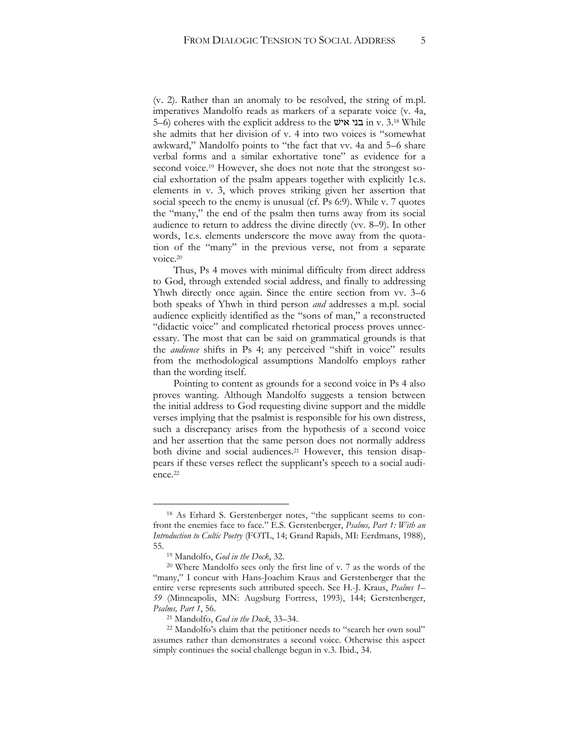(v. 2). Rather than an anomaly to be resolved, the string of m.pl. imperatives Mandolfo reads as markers of a separate voice (v. 4a, 5–6) coheres with the explicit address to the בני איש in v. 3.[18] While she admits that her division of v. 4 into two voices is "somewhat awkward," Mandolfo points to "the fact that vv. 4a and 5–6 share verbal forms and a similar exhortative tone" as evidence for a second voice.[19] However, she does not note that the strongest social exhortation of the psalm appears together with explicitly 1c.s. elements in v. 3, which proves striking given her assertion that social speech to the enemy is unusual (cf. Ps 6:9). While v. 7 quotes the "many," the end of the psalm then turns away from its social audience to return to address the divine directly (vv. 8–9). In other words, 1c.s. elements underscore the move away from the quotation of the "many" in the previous verse, not from a separate voice.[20]

Thus, Ps 4 moves with minimal difficulty from direct address to God, through extended social address, and finally to addressing Yhwh directly once again. Since the entire section from vv. 3–6 both speaks of Yhwh in third person *and* addresses a m.pl. social audience explicitly identified as the "sons of man," a reconstructed "didactic voice" and complicated rhetorical process proves unnecessary. The most that can be said on grammatical grounds is that the *audience* shifts in Ps 4; any perceived "shift in voice" results from the methodological assumptions Mandolfo employs rather than the wording itself.

Pointing to content as grounds for a second voice in Ps 4 also proves wanting. Although Mandolfo suggests a tension between the initial address to God requesting divine support and the middle verses implying that the psalmist is responsible for his own distress, such a discrepancy arises from the hypothesis of a second voice and her assertion that the same person does not normally address both divine and social audiences.[21] However, this tension disappears if these verses reflect the supplicant's speech to a social audience.[22]

---

[18] As Erhard S. Gerstenberger notes, "the supplicant seems to confront the enemies face to face." E.S. Gerstenberger, *Psalms, Part 1: With an Introduction to Cultic Poetry* (FOTL, 14; Grand Rapids, MI: Eerdmans, 1988), 55.

[19] Mandolfo, *God in the Dock*, 32.

[20] Where Mandolfo sees only the first line of v. 7 as the words of the "many," I concur with Hans-Joachim Kraus and Gerstenberger that the entire verse represents such attributed speech. See H.-J. Kraus, *Psalms 1–59* (Minneapolis, MN: Augsburg Fortress, 1993), 144; Gerstenberger, *Psalms, Part 1*, 56.

[21] Mandolfo, *God in the Dock*, 33–34.

[22] Mandolfo's claim that the petitioner needs to "search her own soul" assumes rather than demonstrates a second voice. Otherwise this aspect simply continues the social challenge begun in v.3. Ibid., 34.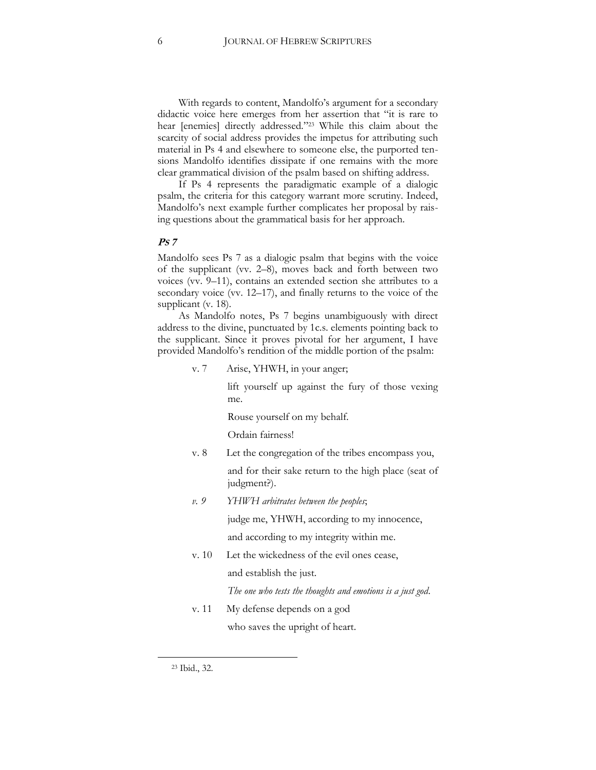With regards to content, Mandolfo's argument for a secondary didactic voice here emerges from her assertion that "it is rare to hear [enemies] directly addressed."[23] While this claim about the scarcity of social address provides the impetus for attributing such material in Ps 4 and elsewhere to someone else, the purported tensions Mandolfo identifies dissipate if one remains with the more clear grammatical division of the psalm based on shifting address.

If Ps 4 represents the paradigmatic example of a dialogic psalm, the criteria for this category warrant more scrutiny. Indeed, Mandolfo's next example further complicates her proposal by raising questions about the grammatical basis for her approach.

### *Ps 7*

Mandolfo sees Ps 7 as a dialogic psalm that begins with the voice of the supplicant (vv. 2–8), moves back and forth between two voices (vv. 9–11), contains an extended section she attributes to a secondary voice (vv. 12–17), and finally returns to the voice of the supplicant (v. 18).

As Mandolfo notes, Ps 7 begins unambiguously with direct address to the divine, punctuated by 1c.s. elements pointing back to the supplicant. Since it proves pivotal for her argument, I have provided Mandolfo's rendition of the middle portion of the psalm:

> v. 7 Arise, YHWH, in your anger;
>
> lift yourself up against the fury of those vexing me.
>
> Rouse yourself on my behalf.
>
> Ordain fairness!
>
> v. 8 Let the congregation of the tribes encompass you,
>
> and for their sake return to the high place (seat of judgment?).
>
> *v. 9 YHWH arbitrates between the peoples*;
>
> judge me, YHWH, according to my innocence,
>
> and according to my integrity within me.
>
> v. 10 Let the wickedness of the evil ones cease,
>
> and establish the just.
>
> *The one who tests the thoughts and emotions is a just god.*
>
> v. 11 My defense depends on a god
>
> who saves the upright of heart.

[23] Ibid., 32.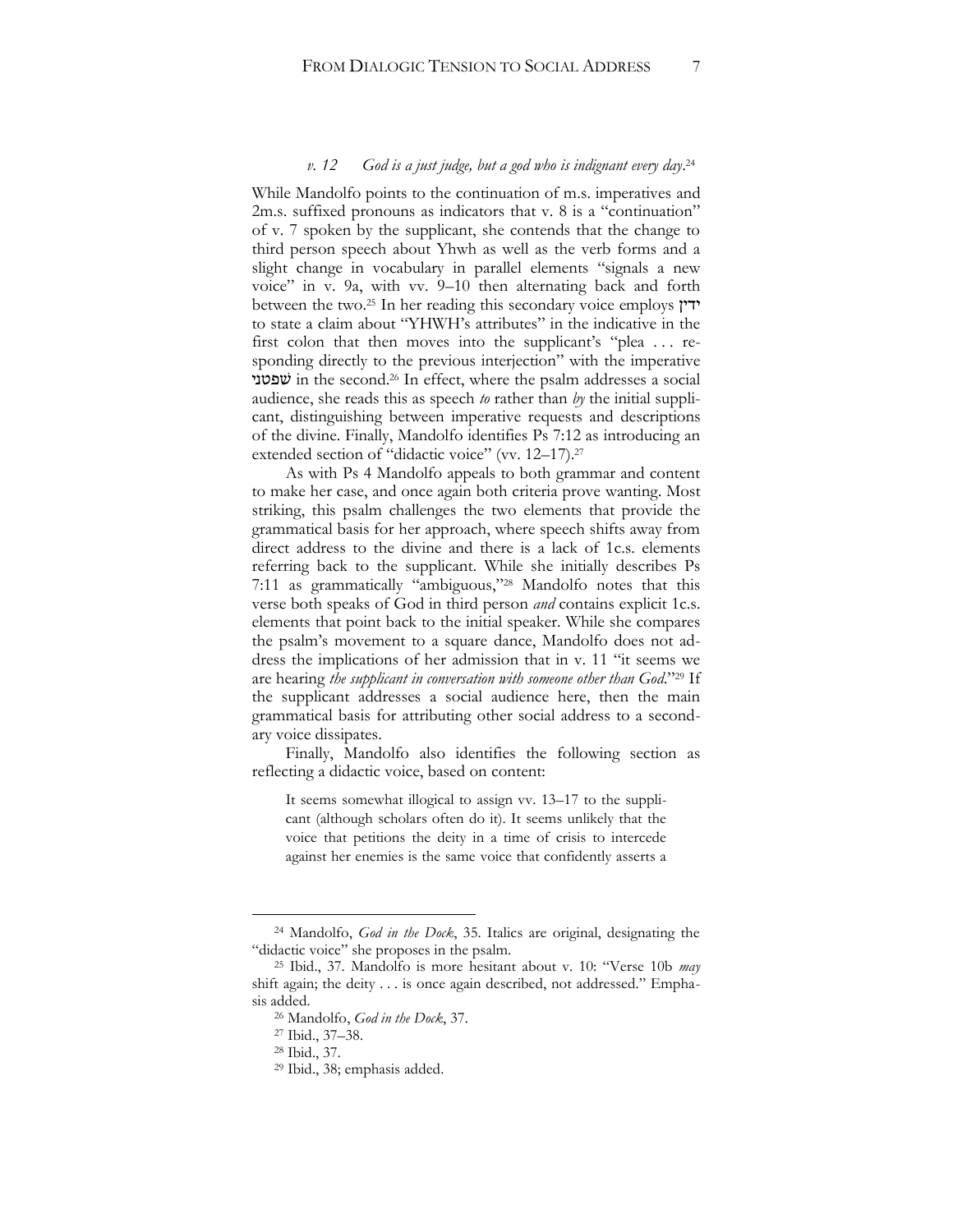*v. 12 God is a just judge, but a god who is indignant every day.*[24]

While Mandolfo points to the continuation of m.s. imperatives and 2m.s. suffixed pronouns as indicators that v. 8 is a "continuation" of v. 7 spoken by the supplicant, she contends that the change to third person speech about Yhwh as well as the verb forms and a slight change in vocabulary in parallel elements "signals a new voice" in v. 9a, with vv. 9–10 then alternating back and forth between the two.[25] In her reading this secondary voice employs ידין to state a claim about "YHWH's attributes" in the indicative in the first colon that then moves into the supplicant's "plea . . . responding directly to the previous interjection" with the imperative שפטני in the second.[26] In effect, where the psalm addresses a social audience, she reads this as speech *to* rather than *by* the initial supplicant, distinguishing between imperative requests and descriptions of the divine. Finally, Mandolfo identifies Ps 7:12 as introducing an extended section of "didactic voice" (vv. 12–17).[27]

As with Ps 4 Mandolfo appeals to both grammar and content to make her case, and once again both criteria prove wanting. Most striking, this psalm challenges the two elements that provide the grammatical basis for her approach, where speech shifts away from direct address to the divine and there is a lack of 1c.s. elements referring back to the supplicant. While she initially describes Ps 7:11 as grammatically "ambiguous,"[28] Mandolfo notes that this verse both speaks of God in third person *and* contains explicit 1c.s. elements that point back to the initial speaker. While she compares the psalm's movement to a square dance, Mandolfo does not address the implications of her admission that in v. 11 "it seems we are hearing *the supplicant in conversation with someone other than God*."[29] If the supplicant addresses a social audience here, then the main grammatical basis for attributing other social address to a secondary voice dissipates.

Finally, Mandolfo also identifies the following section as reflecting a didactic voice, based on content:

> It seems somewhat illogical to assign vv. 13–17 to the supplicant (although scholars often do it). It seems unlikely that the voice that petitions the deity in a time of crisis to intercede against her enemies is the same voice that confidently asserts a

---

[24] Mandolfo, *God in the Dock*, 35. Italics are original, designating the "didactic voice" she proposes in the psalm.

[25] Ibid., 37. Mandolfo is more hesitant about v. 10: "Verse 10b *may* shift again; the deity . . . is once again described, not addressed." Emphasis added.

[26] Mandolfo, *God in the Dock*, 37.

[27] Ibid., 37–38.

[28] Ibid., 37.

[29] Ibid., 38; emphasis added.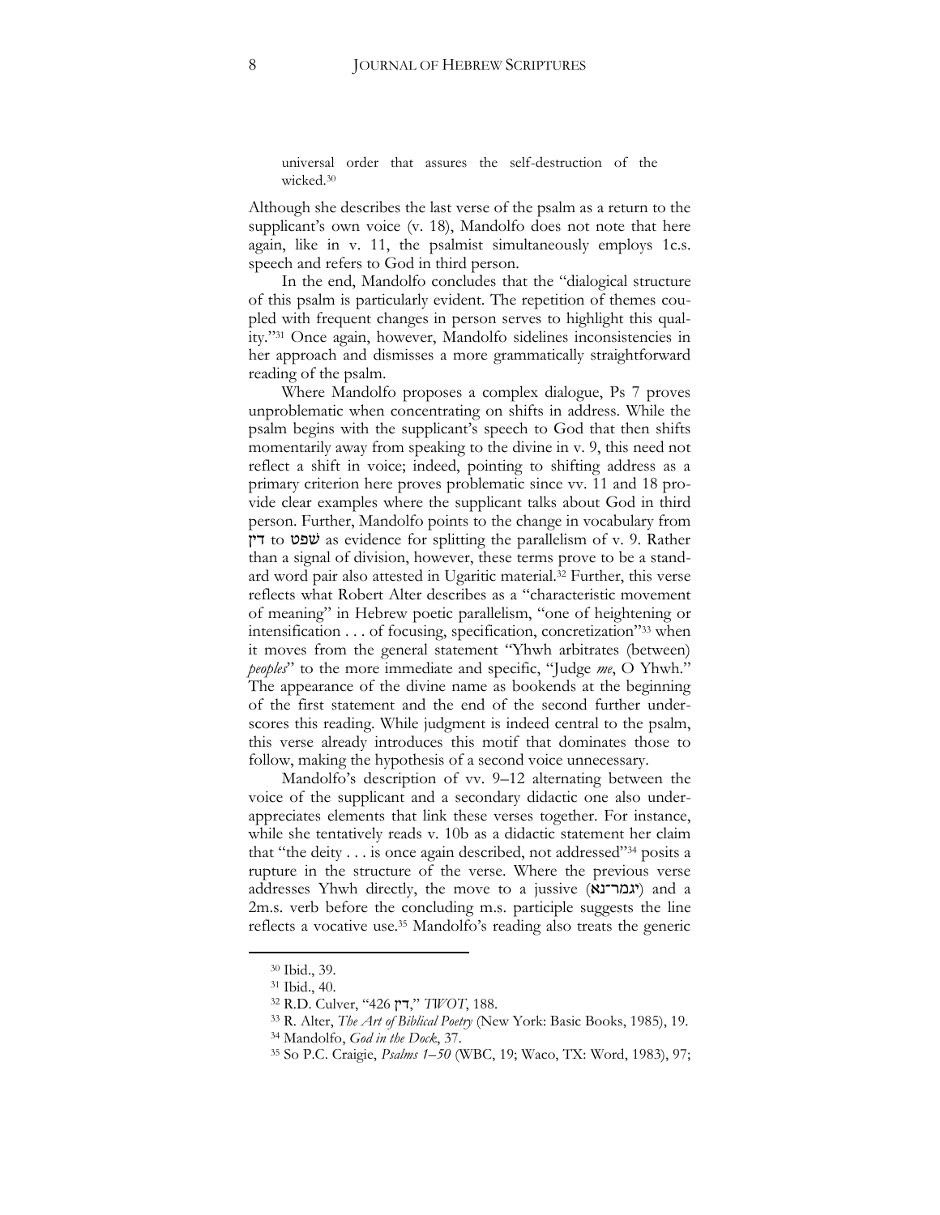universal order that assures the self-destruction of the wicked.[30]

Although she describes the last verse of the psalm as a return to the supplicant's own voice (v. 18), Mandolfo does not note that here again, like in v. 11, the psalmist simultaneously employs 1c.s. speech and refers to God in third person.

In the end, Mandolfo concludes that the "dialogical structure of this psalm is particularly evident. The repetition of themes coupled with frequent changes in person serves to highlight this quality."[31] Once again, however, Mandolfo sidelines inconsistencies in her approach and dismisses a more grammatically straightforward reading of the psalm.

Where Mandolfo proposes a complex dialogue, Ps 7 proves unproblematic when concentrating on shifts in address. While the psalm begins with the supplicant's speech to God that then shifts momentarily away from speaking to the divine in v. 9, this need not reflect a shift in voice; indeed, pointing to shifting address as a primary criterion here proves problematic since vv. 11 and 18 provide clear examples where the supplicant talks about God in third person. Further, Mandolfo points to the change in vocabulary from דין to שפט as evidence for splitting the parallelism of v. 9. Rather than a signal of division, however, these terms prove to be a standard word pair also attested in Ugaritic material.[32] Further, this verse reflects what Robert Alter describes as a "characteristic movement of meaning" in Hebrew poetic parallelism, "one of heightening or intensification . . . of focusing, specification, concretization"[33] when it moves from the general statement "Yhwh arbitrates (between) *peoples*" to the more immediate and specific, "Judge *me*, O Yhwh." The appearance of the divine name as bookends at the beginning of the first statement and the end of the second further underscores this reading. While judgment is indeed central to the psalm, this verse already introduces this motif that dominates those to follow, making the hypothesis of a second voice unnecessary.

Mandolfo's description of vv. 9–12 alternating between the voice of the supplicant and a secondary didactic one also underappreciates elements that link these verses together. For instance, while she tentatively reads v. 10b as a didactic statement her claim that "the deity . . . is once again described, not addressed"[34] posits a rupture in the structure of the verse. Where the previous verse addresses Yhwh directly, the move to a jussive (יגמר־נא) and a 2m.s. verb before the concluding m.s. participle suggests the line reflects a vocative use.[35] Mandolfo's reading also treats the generic

---

[30] Ibid., 39.

[31] Ibid., 40.

[32] R.D. Culver, "426 דין," *TWOT*, 188.

[33] R. Alter, *The Art of Biblical Poetry* (New York: Basic Books, 1985), 19.

[34] Mandolfo, *God in the Dock*, 37.

[35] So P.C. Craigie, *Psalms 1–50* (WBC, 19; Waco, TX: Word, 1983), 97;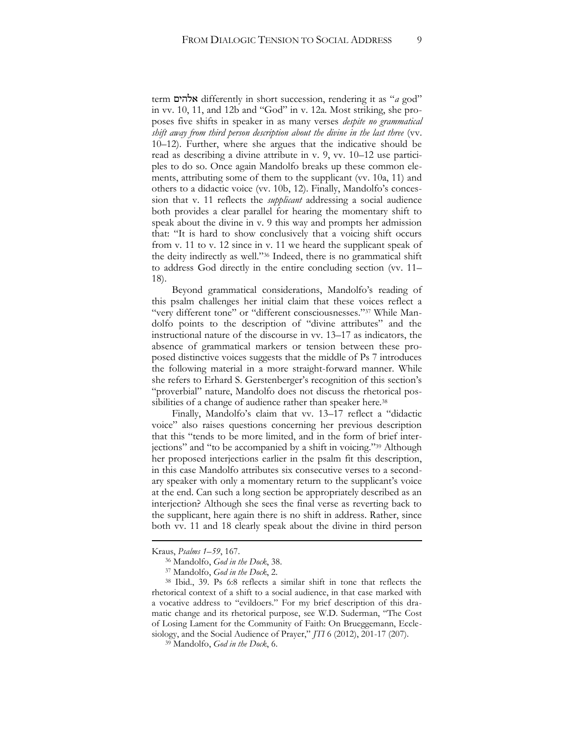term אלהים differently in short succession, rendering it as "*a* god" in vv. 10, 11, and 12b and "God" in v. 12a. Most striking, she proposes five shifts in speaker in as many verses *despite no grammatical shift away from third person description about the divine in the last three* (vv. 10–12). Further, where she argues that the indicative should be read as describing a divine attribute in v. 9, vv. 10–12 use participles to do so. Once again Mandolfo breaks up these common elements, attributing some of them to the supplicant (vv. 10a, 11) and others to a didactic voice (vv. 10b, 12). Finally, Mandolfo's concession that v. 11 reflects the *supplicant* addressing a social audience both provides a clear parallel for hearing the momentary shift to speak about the divine in v. 9 this way and prompts her admission that: "It is hard to show conclusively that a voicing shift occurs from v. 11 to v. 12 since in v. 11 we heard the supplicant speak of the deity indirectly as well."[36] Indeed, there is no grammatical shift to address God directly in the entire concluding section (vv. 11–18).

Beyond grammatical considerations, Mandolfo's reading of this psalm challenges her initial claim that these voices reflect a "very different tone" or "different consciousnesses."[37] While Mandolfo points to the description of "divine attributes" and the instructional nature of the discourse in vv. 13–17 as indicators, the absence of grammatical markers or tension between these proposed distinctive voices suggests that the middle of Ps 7 introduces the following material in a more straight-forward manner. While she refers to Erhard S. Gerstenberger's recognition of this section's "proverbial" nature, Mandolfo does not discuss the rhetorical possibilities of a change of audience rather than speaker here.[38]

Finally, Mandolfo's claim that vv. 13–17 reflect a "didactic voice" also raises questions concerning her previous description that this "tends to be more limited, and in the form of brief interjections" and "to be accompanied by a shift in voicing."[39] Although her proposed interjections earlier in the psalm fit this description, in this case Mandolfo attributes six consecutive verses to a secondary speaker with only a momentary return to the supplicant's voice at the end. Can such a long section be appropriately described as an interjection? Although she sees the final verse as reverting back to the supplicant, here again there is no shift in address. Rather, since both vv. 11 and 18 clearly speak about the divine in third person

---

Kraus, *Psalms 1–59*, 167.

[36] Mandolfo, *God in the Dock*, 38.

[37] Mandolfo, *God in the Dock*, 2.

[38] Ibid., 39. Ps 6:8 reflects a similar shift in tone that reflects the rhetorical context of a shift to a social audience, in that case marked with a vocative address to "evildoers." For my brief description of this dramatic change and its rhetorical purpose, see W.D. Suderman, "The Cost of Losing Lament for the Community of Faith: On Brueggemann, Ecclesiology, and the Social Audience of Prayer," *JTI* 6 (2012), 201-17 (207).

[39] Mandolfo, *God in the Dock*, 6.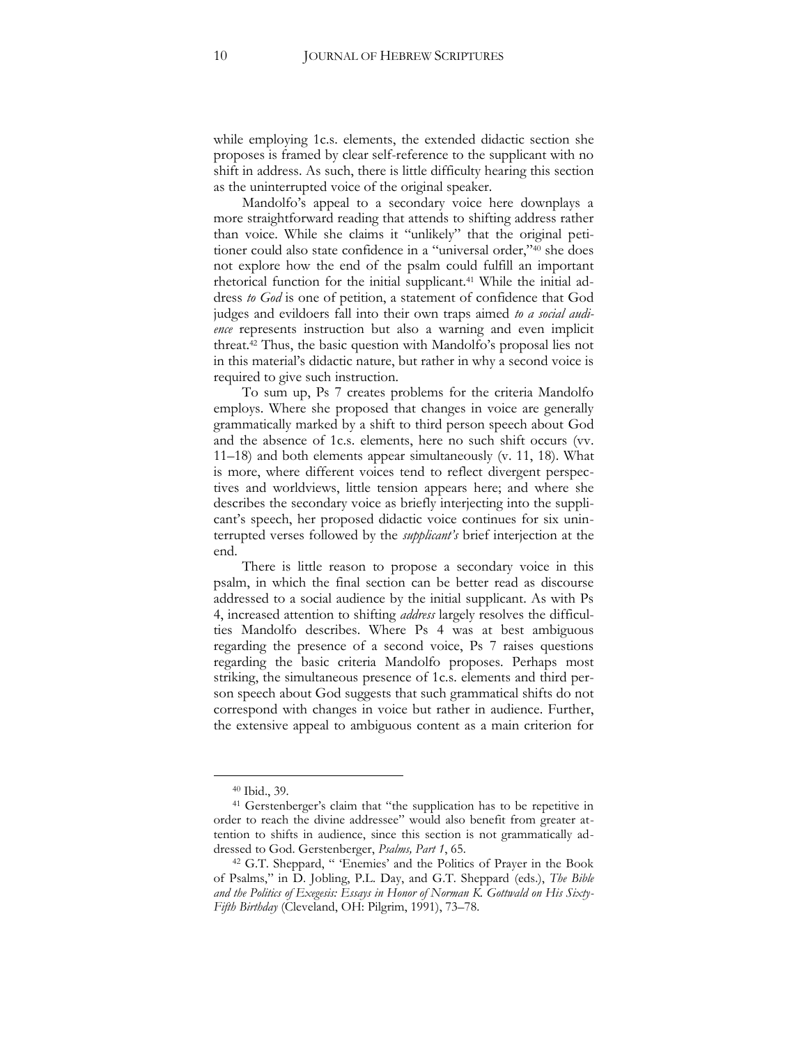while employing 1c.s. elements, the extended didactic section she proposes is framed by clear self-reference to the supplicant with no shift in address. As such, there is little difficulty hearing this section as the uninterrupted voice of the original speaker.

Mandolfo's appeal to a secondary voice here downplays a more straightforward reading that attends to shifting address rather than voice. While she claims it "unlikely" that the original petitioner could also state confidence in a "universal order,"[40] she does not explore how the end of the psalm could fulfill an important rhetorical function for the initial supplicant.[41] While the initial address *to God* is one of petition, a statement of confidence that God judges and evildoers fall into their own traps aimed *to a social audience* represents instruction but also a warning and even implicit threat.[42] Thus, the basic question with Mandolfo's proposal lies not in this material's didactic nature, but rather in why a second voice is required to give such instruction.

To sum up, Ps 7 creates problems for the criteria Mandolfo employs. Where she proposed that changes in voice are generally grammatically marked by a shift to third person speech about God and the absence of 1c.s. elements, here no such shift occurs (vv. 11–18) and both elements appear simultaneously (v. 11, 18). What is more, where different voices tend to reflect divergent perspectives and worldviews, little tension appears here; and where she describes the secondary voice as briefly interjecting into the supplicant's speech, her proposed didactic voice continues for six uninterrupted verses followed by the *supplicant's* brief interjection at the end.

There is little reason to propose a secondary voice in this psalm, in which the final section can be better read as discourse addressed to a social audience by the initial supplicant. As with Ps 4, increased attention to shifting *address* largely resolves the difficulties Mandolfo describes. Where Ps 4 was at best ambiguous regarding the presence of a second voice, Ps 7 raises questions regarding the basic criteria Mandolfo proposes. Perhaps most striking, the simultaneous presence of 1c.s. elements and third person speech about God suggests that such grammatical shifts do not correspond with changes in voice but rather in audience. Further, the extensive appeal to ambiguous content as a main criterion for

---

[40] Ibid., 39.

[41] Gerstenberger's claim that "the supplication has to be repetitive in order to reach the divine addressee" would also benefit from greater attention to shifts in audience, since this section is not grammatically addressed to God. Gerstenberger, *Psalms, Part 1*, 65.

[42] G.T. Sheppard, " 'Enemies' and the Politics of Prayer in the Book of Psalms," in D. Jobling, P.L. Day, and G.T. Sheppard (eds.), *The Bible and the Politics of Exegesis: Essays in Honor of Norman K. Gottwald on His Sixty-Fifth Birthday* (Cleveland, OH: Pilgrim, 1991), 73–78.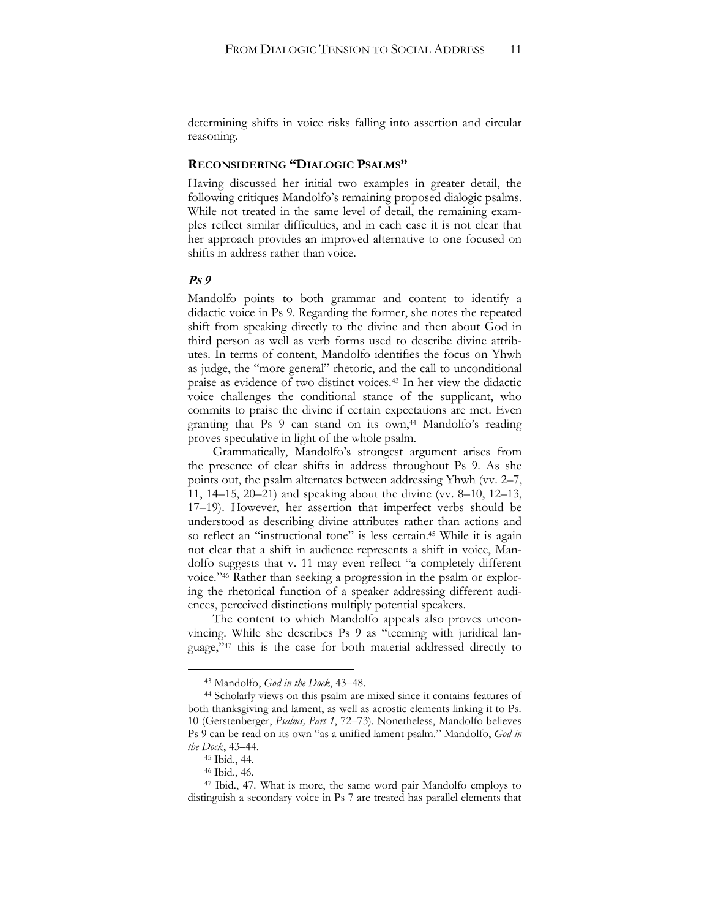determining shifts in voice risks falling into assertion and circular reasoning.

## **Reconsidering "Dialogic Psalms"**

Having discussed her initial two examples in greater detail, the following critiques Mandolfo's remaining proposed dialogic psalms. While not treated in the same level of detail, the remaining examples reflect similar difficulties, and in each case it is not clear that her approach provides an improved alternative to one focused on shifts in address rather than voice.

### ***Ps 9***

Mandolfo points to both grammar and content to identify a didactic voice in Ps 9. Regarding the former, she notes the repeated shift from speaking directly to the divine and then about God in third person as well as verb forms used to describe divine attributes. In terms of content, Mandolfo identifies the focus on Yhwh as judge, the "more general" rhetoric, and the call to unconditional praise as evidence of two distinct voices.[43] In her view the didactic voice challenges the conditional stance of the supplicant, who commits to praise the divine if certain expectations are met. Even granting that Ps 9 can stand on its own,[44] Mandolfo's reading proves speculative in light of the whole psalm.

Grammatically, Mandolfo's strongest argument arises from the presence of clear shifts in address throughout Ps 9. As she points out, the psalm alternates between addressing Yhwh (vv. 2–7, 11, 14–15, 20–21) and speaking about the divine (vv. 8–10, 12–13, 17–19). However, her assertion that imperfect verbs should be understood as describing divine attributes rather than actions and so reflect an "instructional tone" is less certain.[45] While it is again not clear that a shift in audience represents a shift in voice, Mandolfo suggests that v. 11 may even reflect "a completely different voice."[46] Rather than seeking a progression in the psalm or exploring the rhetorical function of a speaker addressing different audiences, perceived distinctions multiply potential speakers.

The content to which Mandolfo appeals also proves unconvincing. While she describes Ps 9 as "teeming with juridical language,"[47] this is the case for both material addressed directly to

---

[43] Mandolfo, *God in the Dock*, 43–48.

[44] Scholarly views on this psalm are mixed since it contains features of both thanksgiving and lament, as well as acrostic elements linking it to Ps. 10 (Gerstenberger, *Psalms, Part 1*, 72–73). Nonetheless, Mandolfo believes Ps 9 can be read on its own "as a unified lament psalm." Mandolfo, *God in the Dock*, 43–44.

[45] Ibid., 44.

[46] Ibid., 46.

[47] Ibid., 47. What is more, the same word pair Mandolfo employs to distinguish a secondary voice in Ps 7 are treated has parallel elements that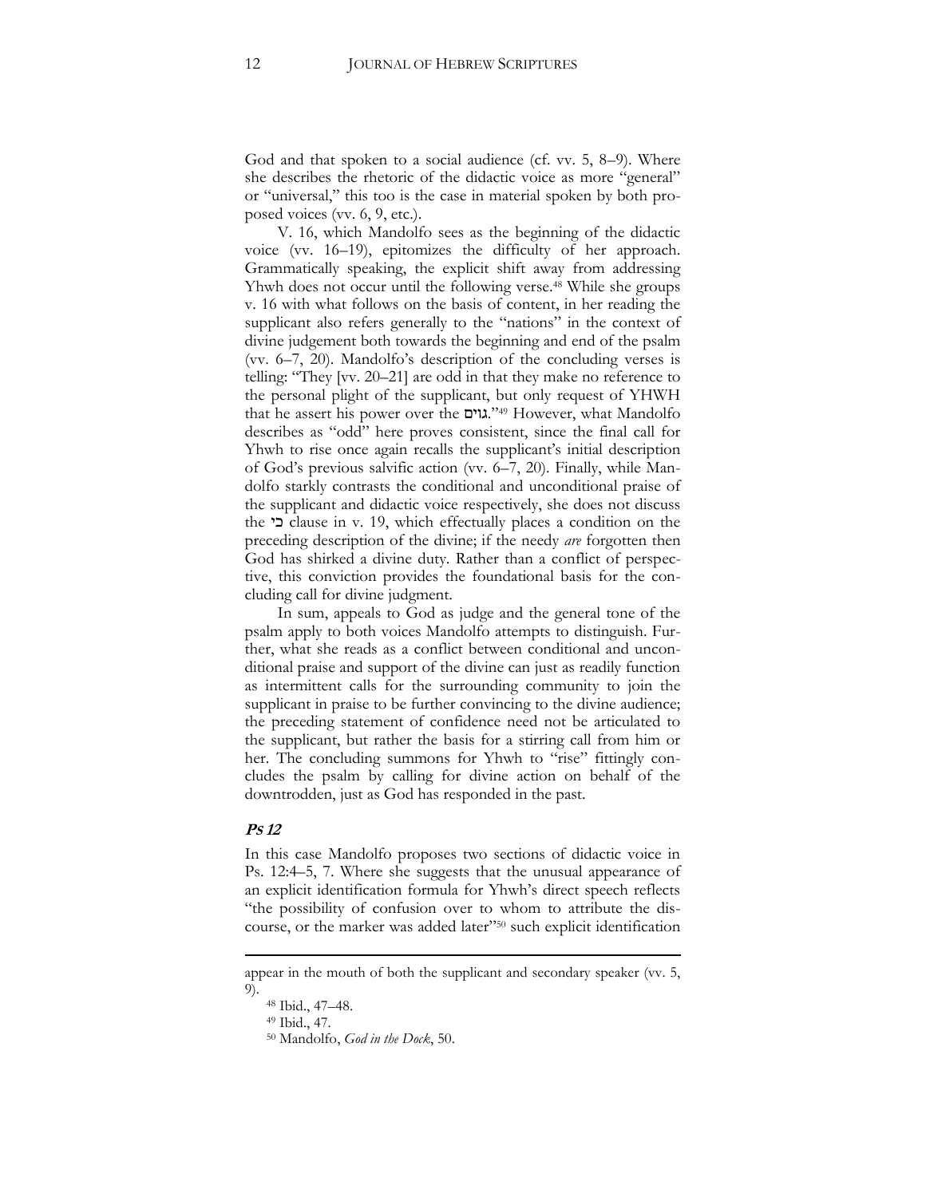God and that spoken to a social audience (cf. vv. 5, 8–9). Where she describes the rhetoric of the didactic voice as more "general" or "universal," this too is the case in material spoken by both proposed voices (vv. 6, 9, etc.).

V. 16, which Mandolfo sees as the beginning of the didactic voice (vv. 16–19), epitomizes the difficulty of her approach. Grammatically speaking, the explicit shift away from addressing Yhwh does not occur until the following verse.[48] While she groups v. 16 with what follows on the basis of content, in her reading the supplicant also refers generally to the "nations" in the context of divine judgement both towards the beginning and end of the psalm (vv. 6–7, 20). Mandolfo's description of the concluding verses is telling: "They [vv. 20–21] are odd in that they make no reference to the personal plight of the supplicant, but only request of YHWH that he assert his power over the גוים."[49] However, what Mandolfo describes as "odd" here proves consistent, since the final call for Yhwh to rise once again recalls the supplicant's initial description of God's previous salvific action (vv. 6–7, 20). Finally, while Mandolfo starkly contrasts the conditional and unconditional praise of the supplicant and didactic voice respectively, she does not discuss the כי clause in v. 19, which effectually places a condition on the preceding description of the divine; if the needy *are* forgotten then God has shirked a divine duty. Rather than a conflict of perspective, this conviction provides the foundational basis for the concluding call for divine judgment.

In sum, appeals to God as judge and the general tone of the psalm apply to both voices Mandolfo attempts to distinguish. Further, what she reads as a conflict between conditional and unconditional praise and support of the divine can just as readily function as intermittent calls for the surrounding community to join the supplicant in praise to be further convincing to the divine audience; the preceding statement of confidence need not be articulated to the supplicant, but rather the basis for a stirring call from him or her. The concluding summons for Yhwh to "rise" fittingly concludes the psalm by calling for divine action on behalf of the downtrodden, just as God has responded in the past.

## *Ps 12*

In this case Mandolfo proposes two sections of didactic voice in Ps. 12:4–5, 7. Where she suggests that the unusual appearance of an explicit identification formula for Yhwh's direct speech reflects "the possibility of confusion over to whom to attribute the discourse, or the marker was added later"[50] such explicit identification

---

appear in the mouth of both the supplicant and secondary speaker (vv. 5, 9).

[48] Ibid., 47–48.

[49] Ibid., 47.

[50] Mandolfo, *God in the Dock*, 50.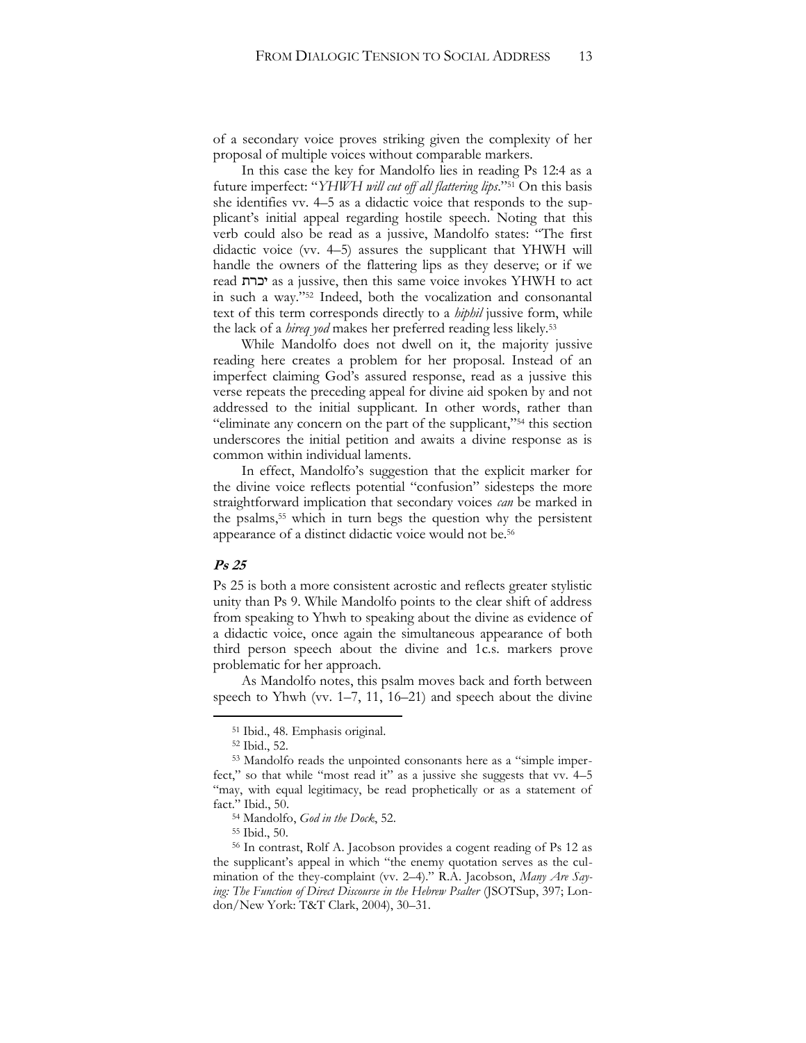of a secondary voice proves striking given the complexity of her proposal of multiple voices without comparable markers.

In this case the key for Mandolfo lies in reading Ps 12:4 as a future imperfect: "*YHWH will cut off all flattering lips*."[51] On this basis she identifies vv. 4–5 as a didactic voice that responds to the supplicant's initial appeal regarding hostile speech. Noting that this verb could also be read as a jussive, Mandolfo states: "The first didactic voice (vv. 4–5) assures the supplicant that YHWH will handle the owners of the flattering lips as they deserve; or if we read יכרת as a jussive, then this same voice invokes YHWH to act in such a way."[52] Indeed, both the vocalization and consonantal text of this term corresponds directly to a *hiphil* jussive form, while the lack of a *hireq yod* makes her preferred reading less likely.[53]

While Mandolfo does not dwell on it, the majority jussive reading here creates a problem for her proposal. Instead of an imperfect claiming God's assured response, read as a jussive this verse repeats the preceding appeal for divine aid spoken by and not addressed to the initial supplicant. In other words, rather than "eliminate any concern on the part of the supplicant,"[54] this section underscores the initial petition and awaits a divine response as is common within individual laments.

In effect, Mandolfo's suggestion that the explicit marker for the divine voice reflects potential "confusion" sidesteps the more straightforward implication that secondary voices *can* be marked in the psalms,[55] which in turn begs the question why the persistent appearance of a distinct didactic voice would not be.[56]

### Ps 25

Ps 25 is both a more consistent acrostic and reflects greater stylistic unity than Ps 9. While Mandolfo points to the clear shift of address from speaking to Yhwh to speaking about the divine as evidence of a didactic voice, once again the simultaneous appearance of both third person speech about the divine and 1c.s. markers prove problematic for her approach.

As Mandolfo notes, this psalm moves back and forth between speech to Yhwh (vv. 1–7, 11, 16–21) and speech about the divine

---

[51] Ibid., 48. Emphasis original.

[52] Ibid., 52.

[53] Mandolfo reads the unpointed consonants here as a "simple imperfect," so that while "most read it" as a jussive she suggests that vv. 4–5 "may, with equal legitimacy, be read prophetically or as a statement of fact." Ibid., 50.

[54] Mandolfo, *God in the Dock*, 52.

[55] Ibid., 50.

[56] In contrast, Rolf A. Jacobson provides a cogent reading of Ps 12 as the supplicant's appeal in which "the enemy quotation serves as the culmination of the they-complaint (vv. 2–4)." R.A. Jacobson, *Many Are Saying: The Function of Direct Discourse in the Hebrew Psalter* (JSOTSup, 397; London/New York: T&T Clark, 2004), 30–31.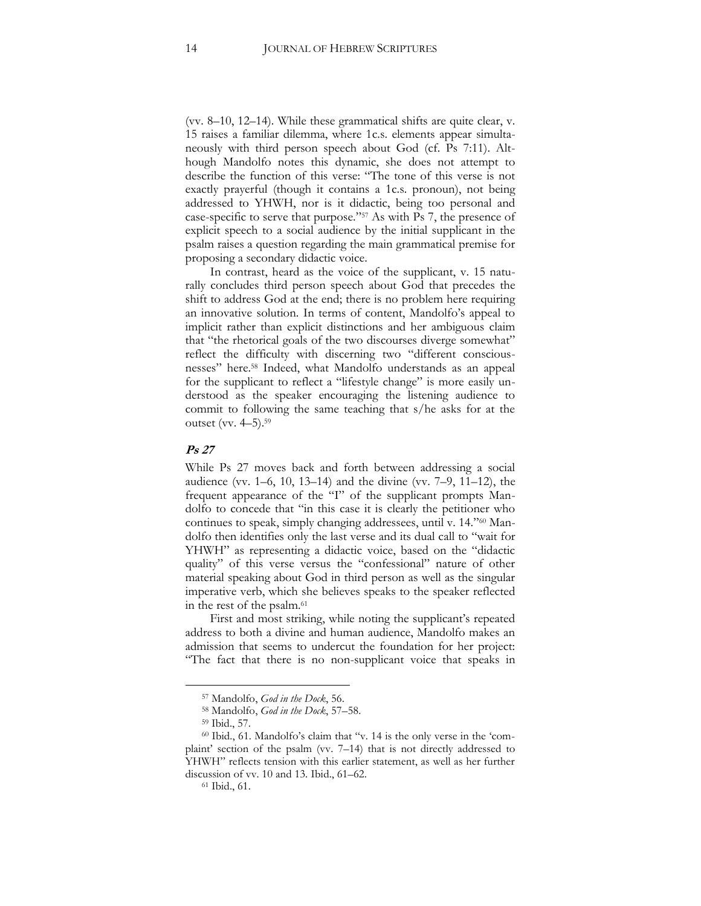(vv. 8–10, 12–14). While these grammatical shifts are quite clear, v. 15 raises a familiar dilemma, where 1c.s. elements appear simultaneously with third person speech about God (cf. Ps 7:11). Although Mandolfo notes this dynamic, she does not attempt to describe the function of this verse: "The tone of this verse is not exactly prayerful (though it contains a 1c.s. pronoun), not being addressed to YHWH, nor is it didactic, being too personal and case-specific to serve that purpose."[57] As with Ps 7, the presence of explicit speech to a social audience by the initial supplicant in the psalm raises a question regarding the main grammatical premise for proposing a secondary didactic voice.

In contrast, heard as the voice of the supplicant, v. 15 naturally concludes third person speech about God that precedes the shift to address God at the end; there is no problem here requiring an innovative solution. In terms of content, Mandolfo's appeal to implicit rather than explicit distinctions and her ambiguous claim that "the rhetorical goals of the two discourses diverge somewhat" reflect the difficulty with discerning two "different consciousnesses" here.[58] Indeed, what Mandolfo understands as an appeal for the supplicant to reflect a "lifestyle change" is more easily understood as the speaker encouraging the listening audience to commit to following the same teaching that s/he asks for at the outset (vv. 4–5).[59]

### *Ps 27*

While Ps 27 moves back and forth between addressing a social audience (vv. 1–6, 10, 13–14) and the divine (vv. 7–9, 11–12), the frequent appearance of the "I" of the supplicant prompts Mandolfo to concede that "in this case it is clearly the petitioner who continues to speak, simply changing addressees, until v. 14."[60] Mandolfo then identifies only the last verse and its dual call to "wait for YHWH" as representing a didactic voice, based on the "didactic quality" of this verse versus the "confessional" nature of other material speaking about God in third person as well as the singular imperative verb, which she believes speaks to the speaker reflected in the rest of the psalm.[61]

First and most striking, while noting the supplicant's repeated address to both a divine and human audience, Mandolfo makes an admission that seems to undercut the foundation for her project: "The fact that there is no non-supplicant voice that speaks in

---

[57] Mandolfo, *God in the Dock*, 56.

[58] Mandolfo, *God in the Dock*, 57–58.

[59] Ibid., 57.

[60] Ibid., 61. Mandolfo's claim that "v. 14 is the only verse in the 'complaint' section of the psalm (vv. 7–14) that is not directly addressed to YHWH" reflects tension with this earlier statement, as well as her further discussion of vv. 10 and 13. Ibid., 61–62.

[61] Ibid., 61.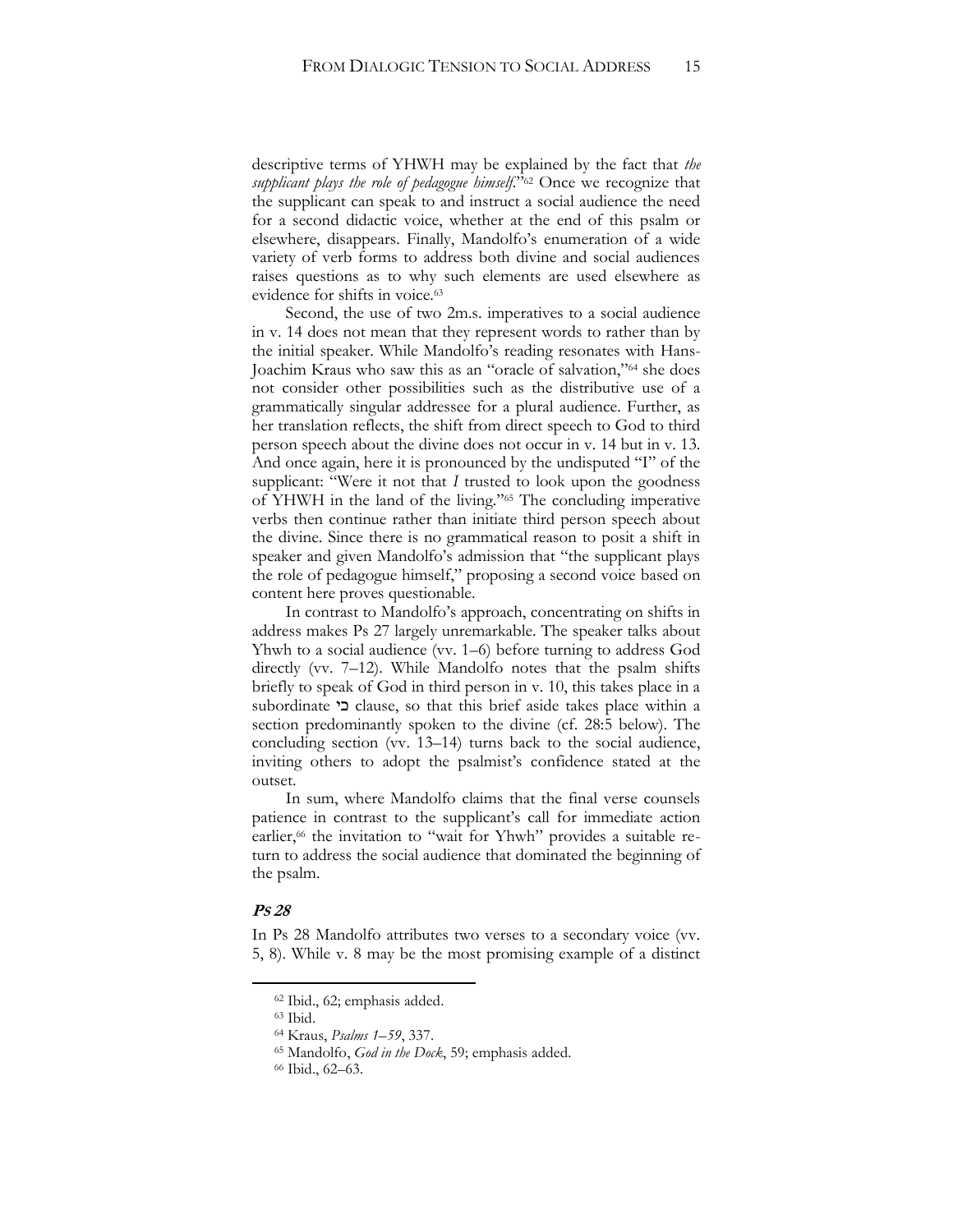descriptive terms of YHWH may be explained by the fact that *the supplicant plays the role of pedagogue himself*."[62] Once we recognize that the supplicant can speak to and instruct a social audience the need for a second didactic voice, whether at the end of this psalm or elsewhere, disappears. Finally, Mandolfo's enumeration of a wide variety of verb forms to address both divine and social audiences raises questions as to why such elements are used elsewhere as evidence for shifts in voice.[63]

Second, the use of two 2m.s. imperatives to a social audience in v. 14 does not mean that they represent words to rather than by the initial speaker. While Mandolfo's reading resonates with Hans-Joachim Kraus who saw this as an "oracle of salvation,"[64] she does not consider other possibilities such as the distributive use of a grammatically singular addressee for a plural audience. Further, as her translation reflects, the shift from direct speech to God to third person speech about the divine does not occur in v. 14 but in v. 13. And once again, here it is pronounced by the undisputed "I" of the supplicant: "Were it not that *I* trusted to look upon the goodness of YHWH in the land of the living."[65] The concluding imperative verbs then continue rather than initiate third person speech about the divine. Since there is no grammatical reason to posit a shift in speaker and given Mandolfo's admission that "the supplicant plays the role of pedagogue himself," proposing a second voice based on content here proves questionable.

In contrast to Mandolfo's approach, concentrating on shifts in address makes Ps 27 largely unremarkable. The speaker talks about Yhwh to a social audience (vv. 1–6) before turning to address God directly (vv. 7–12). While Mandolfo notes that the psalm shifts briefly to speak of God in third person in v. 10, this takes place in a subordinate כי clause, so that this brief aside takes place within a section predominantly spoken to the divine (cf. 28:5 below). The concluding section (vv. 13–14) turns back to the social audience, inviting others to adopt the psalmist's confidence stated at the outset.

In sum, where Mandolfo claims that the final verse counsels patience in contrast to the supplicant's call for immediate action earlier,[66] the invitation to "wait for Yhwh" provides a suitable return to address the social audience that dominated the beginning of the psalm.

### *Ps 28*

In Ps 28 Mandolfo attributes two verses to a secondary voice (vv. 5, 8). While v. 8 may be the most promising example of a distinct

---

[62] Ibid., 62; emphasis added.

[63] Ibid.

[64] Kraus, *Psalms 1–59*, 337.

[65] Mandolfo, *God in the Dock*, 59; emphasis added.

[66] Ibid., 62–63.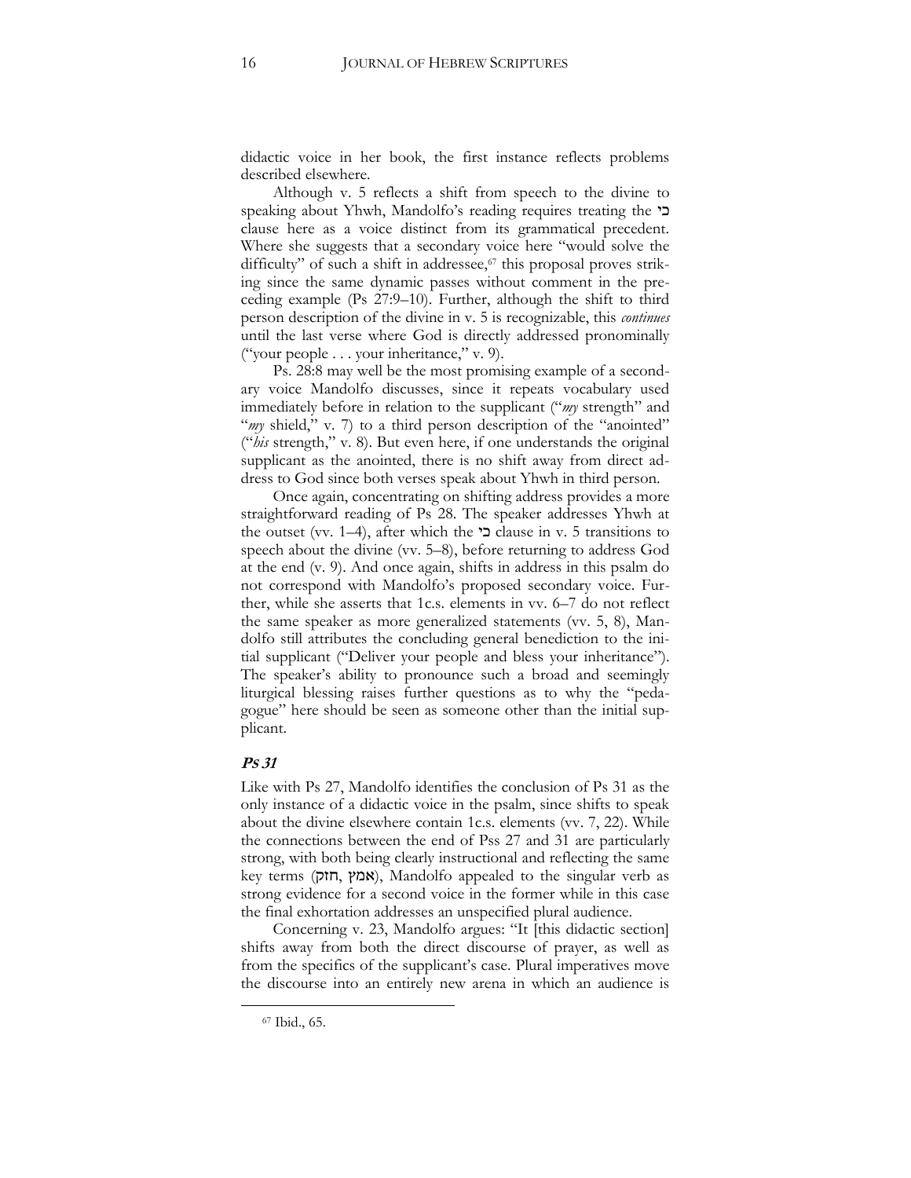didactic voice in her book, the first instance reflects problems described elsewhere.

Although v. 5 reflects a shift from speech to the divine to speaking about Yhwh, Mandolfo's reading requires treating the כי clause here as a voice distinct from its grammatical precedent. Where she suggests that a secondary voice here "would solve the difficulty" of such a shift in addressee,[67] this proposal proves striking since the same dynamic passes without comment in the preceding example (Ps 27:9–10). Further, although the shift to third person description of the divine in v. 5 is recognizable, this *continues* until the last verse where God is directly addressed pronominally ("your people . . . your inheritance," v. 9).

Ps. 28:8 may well be the most promising example of a secondary voice Mandolfo discusses, since it repeats vocabulary used immediately before in relation to the supplicant ("*my* strength" and "*my* shield," v. 7) to a third person description of the "anointed" ("*his* strength," v. 8). But even here, if one understands the original supplicant as the anointed, there is no shift away from direct address to God since both verses speak about Yhwh in third person.

Once again, concentrating on shifting address provides a more straightforward reading of Ps 28. The speaker addresses Yhwh at the outset (vv. 1–4), after which the כי clause in v. 5 transitions to speech about the divine (vv. 5–8), before returning to address God at the end (v. 9). And once again, shifts in address in this psalm do not correspond with Mandolfo's proposed secondary voice. Further, while she asserts that 1c.s. elements in vv. 6–7 do not reflect the same speaker as more generalized statements (vv. 5, 8), Mandolfo still attributes the concluding general benediction to the initial supplicant ("Deliver your people and bless your inheritance"). The speaker's ability to pronounce such a broad and seemingly liturgical blessing raises further questions as to why the "pedagogue" here should be seen as someone other than the initial supplicant.

### ***Ps 31***

Like with Ps 27, Mandolfo identifies the conclusion of Ps 31 as the only instance of a didactic voice in the psalm, since shifts to speak about the divine elsewhere contain 1c.s. elements (vv. 7, 22). While the connections between the end of Pss 27 and 31 are particularly strong, with both being clearly instructional and reflecting the same key terms (חזק, אמץ), Mandolfo appealed to the singular verb as strong evidence for a second voice in the former while in this case the final exhortation addresses an unspecified plural audience.

Concerning v. 23, Mandolfo argues: "It [this didactic section] shifts away from both the direct discourse of prayer, as well as from the specifics of the supplicant's case. Plural imperatives move the discourse into an entirely new arena in which an audience is

[67] Ibid., 65.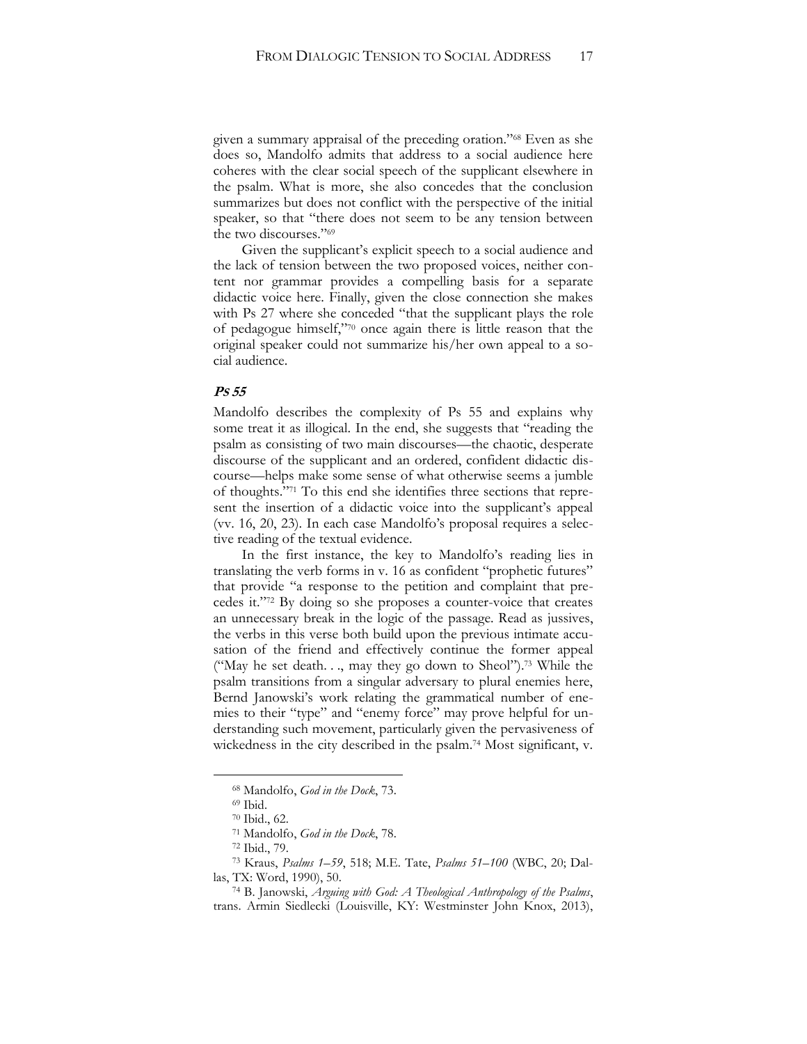given a summary appraisal of the preceding oration."[68] Even as she does so, Mandolfo admits that address to a social audience here coheres with the clear social speech of the supplicant elsewhere in the psalm. What is more, she also concedes that the conclusion summarizes but does not conflict with the perspective of the initial speaker, so that "there does not seem to be any tension between the two discourses."[69]

Given the supplicant's explicit speech to a social audience and the lack of tension between the two proposed voices, neither content nor grammar provides a compelling basis for a separate didactic voice here. Finally, given the close connection she makes with Ps 27 where she conceded "that the supplicant plays the role of pedagogue himself,"[70] once again there is little reason that the original speaker could not summarize his/her own appeal to a social audience.

### *Ps 55*

Mandolfo describes the complexity of Ps 55 and explains why some treat it as illogical. In the end, she suggests that "reading the psalm as consisting of two main discourses—the chaotic, desperate discourse of the supplicant and an ordered, confident didactic discourse—helps make some sense of what otherwise seems a jumble of thoughts."[71] To this end she identifies three sections that represent the insertion of a didactic voice into the supplicant's appeal (vv. 16, 20, 23). In each case Mandolfo's proposal requires a selective reading of the textual evidence.

In the first instance, the key to Mandolfo's reading lies in translating the verb forms in v. 16 as confident "prophetic futures" that provide "a response to the petition and complaint that precedes it."[72] By doing so she proposes a counter-voice that creates an unnecessary break in the logic of the passage. Read as jussives, the verbs in this verse both build upon the previous intimate accusation of the friend and effectively continue the former appeal ("May he set death. . ., may they go down to Sheol").[73] While the psalm transitions from a singular adversary to plural enemies here, Bernd Janowski's work relating the grammatical number of enemies to their "type" and "enemy force" may prove helpful for understanding such movement, particularly given the pervasiveness of wickedness in the city described in the psalm.[74] Most significant, v.

---

[68] Mandolfo, *God in the Dock*, 73.

[69] Ibid.

[70] Ibid., 62.

[71] Mandolfo, *God in the Dock*, 78.

[72] Ibid., 79.

[73] Kraus, *Psalms 1–59*, 518; M.E. Tate, *Psalms 51–100* (WBC, 20; Dallas, TX: Word, 1990), 50.

[74] B. Janowski, *Arguing with God: A Theological Anthropology of the Psalms*, trans. Armin Siedlecki (Louisville, KY: Westminster John Knox, 2013),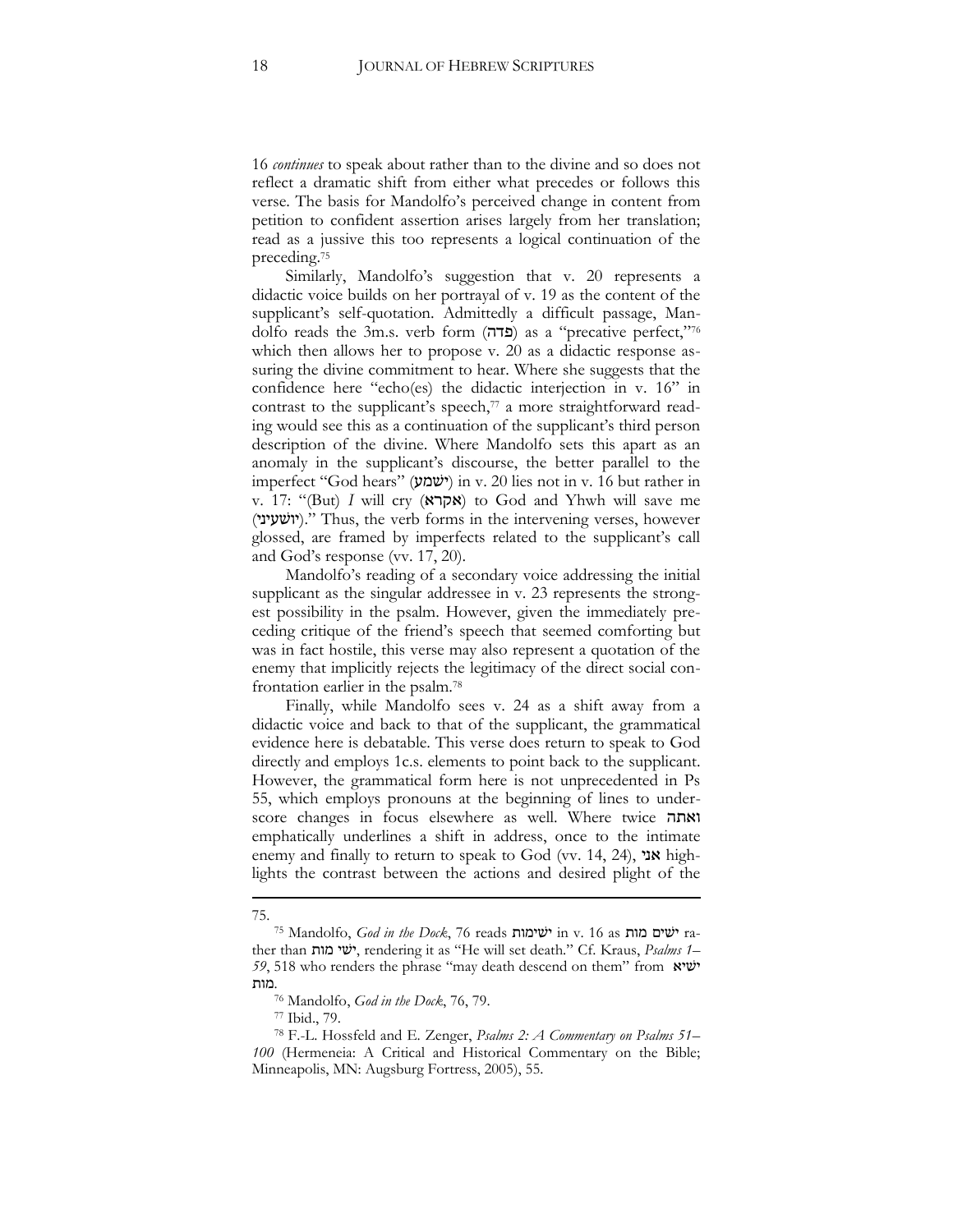16 *continues* to speak about rather than to the divine and so does not reflect a dramatic shift from either what precedes or follows this verse. The basis for Mandolfo's perceived change in content from petition to confident assertion arises largely from her translation; read as a jussive this too represents a logical continuation of the preceding.[75]

Similarly, Mandolfo's suggestion that v. 20 represents a didactic voice builds on her portrayal of v. 19 as the content of the supplicant's self-quotation. Admittedly a difficult passage, Mandolfo reads the 3m.s. verb form (פדה) as a "precative perfect,"[76] which then allows her to propose v. 20 as a didactic response assuring the divine commitment to hear. Where she suggests that the confidence here "echo(es) the didactic interjection in v. 16" in contrast to the supplicant's speech,[77] a more straightforward reading would see this as a continuation of the supplicant's third person description of the divine. Where Mandolfo sets this apart as an anomaly in the supplicant's discourse, the better parallel to the imperfect "God hears" (ישמע) in v. 20 lies not in v. 16 but rather in v. 17: "(But) *I* will cry (אקרא) to God and Yhwh will save me (יושיעני)." Thus, the verb forms in the intervening verses, however glossed, are framed by imperfects related to the supplicant's call and God's response (vv. 17, 20).

Mandolfo's reading of a secondary voice addressing the initial supplicant as the singular addressee in v. 23 represents the strongest possibility in the psalm. However, given the immediately preceding critique of the friend's speech that seemed comforting but was in fact hostile, this verse may also represent a quotation of the enemy that implicitly rejects the legitimacy of the direct social confrontation earlier in the psalm.[78]

Finally, while Mandolfo sees v. 24 as a shift away from a didactic voice and back to that of the supplicant, the grammatical evidence here is debatable. This verse does return to speak to God directly and employs 1c.s. elements to point back to the supplicant. However, the grammatical form here is not unprecedented in Ps 55, which employs pronouns at the beginning of lines to underscore changes in focus elsewhere as well. Where twice ואתה emphatically underlines a shift in address, once to the intimate enemy and finally to return to speak to God (vv. 14, 24), אני highlights the contrast between the actions and desired plight of the

---

75.

[75] Mandolfo, *God in the Dock*, 76 reads ישימות in v. 16 as ישים מות rather than ישי מות, rendering it as "He will set death." Cf. Kraus, *Psalms 1–59*, 518 who renders the phrase "may death descend on them" from ישיא מות.

[76] Mandolfo, *God in the Dock*, 76, 79.

[77] Ibid., 79.

[78] F.-L. Hossfeld and E. Zenger, *Psalms 2: A Commentary on Psalms 51–100* (Hermeneia: A Critical and Historical Commentary on the Bible; Minneapolis, MN: Augsburg Fortress, 2005), 55.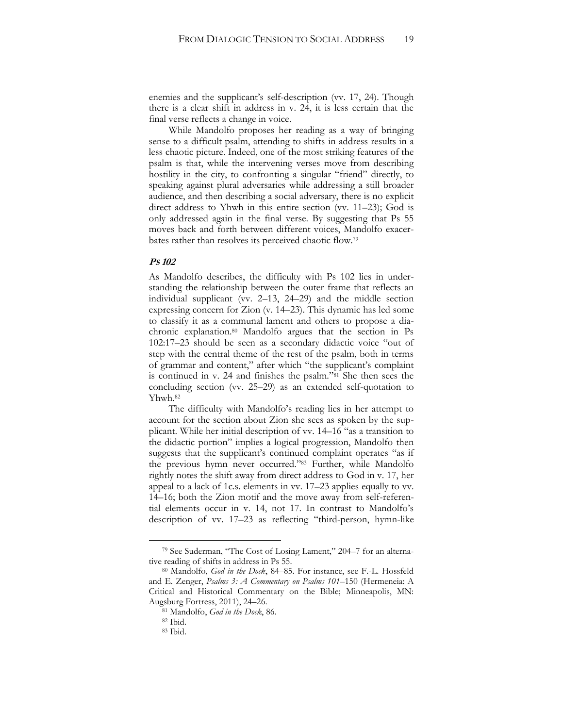enemies and the supplicant's self-description (vv. 17, 24). Though there is a clear shift in address in v. 24, it is less certain that the final verse reflects a change in voice.

While Mandolfo proposes her reading as a way of bringing sense to a difficult psalm, attending to shifts in address results in a less chaotic picture. Indeed, one of the most striking features of the psalm is that, while the intervening verses move from describing hostility in the city, to confronting a singular "friend" directly, to speaking against plural adversaries while addressing a still broader audience, and then describing a social adversary, there is no explicit direct address to Yhwh in this entire section (vv. 11–23); God is only addressed again in the final verse. By suggesting that Ps 55 moves back and forth between different voices, Mandolfo exacerbates rather than resolves its perceived chaotic flow.[79]

### *Ps 102*

As Mandolfo describes, the difficulty with Ps 102 lies in understanding the relationship between the outer frame that reflects an individual supplicant (vv. 2–13, 24–29) and the middle section expressing concern for Zion (v. 14–23). This dynamic has led some to classify it as a communal lament and others to propose a diachronic explanation.[80] Mandolfo argues that the section in Ps 102:17–23 should be seen as a secondary didactic voice "out of step with the central theme of the rest of the psalm, both in terms of grammar and content," after which "the supplicant's complaint is continued in v. 24 and finishes the psalm."[81] She then sees the concluding section (vv. 25–29) as an extended self-quotation to Yhwh.[82]

The difficulty with Mandolfo's reading lies in her attempt to account for the section about Zion she sees as spoken by the supplicant. While her initial description of vv. 14–16 "as a transition to the didactic portion" implies a logical progression, Mandolfo then suggests that the supplicant's continued complaint operates "as if the previous hymn never occurred."[83] Further, while Mandolfo rightly notes the shift away from direct address to God in v. 17, her appeal to a lack of 1c.s. elements in vv. 17–23 applies equally to vv. 14–16; both the Zion motif and the move away from self-referential elements occur in v. 14, not 17. In contrast to Mandolfo's description of vv. 17–23 as reflecting "third-person, hymn-like

---

[79] See Suderman, "The Cost of Losing Lament," 204–7 for an alternative reading of shifts in address in Ps 55.

[80] Mandolfo, *God in the Dock*, 84–85. For instance, see F.-L. Hossfeld and E. Zenger, *Psalms 3: A Commentary on Psalms 101–150* (Hermeneia: A Critical and Historical Commentary on the Bible; Minneapolis, MN: Augsburg Fortress, 2011), 24–26.

[81] Mandolfo, *God in the Dock*, 86.

[82] Ibid.

[83] Ibid.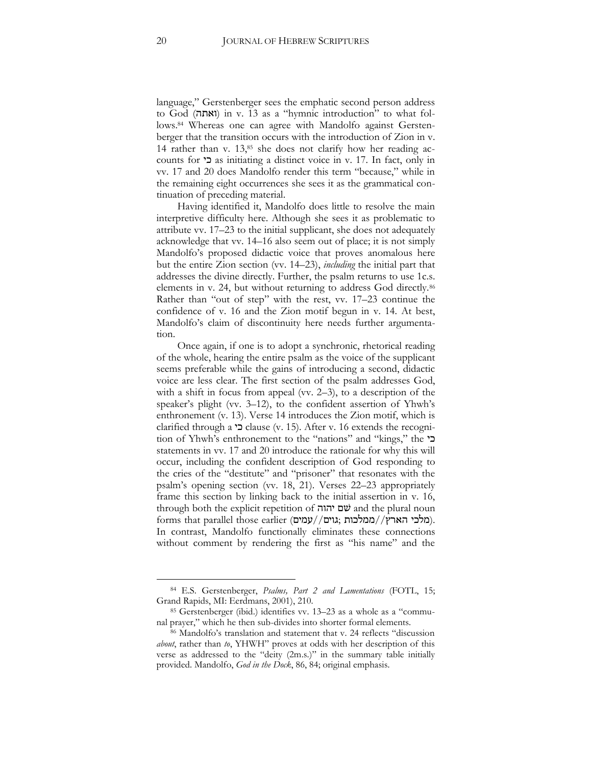language," Gerstenberger sees the emphatic second person address to God (ואתה) in v. 13 as a "hymnic introduction" to what follows.[84] Whereas one can agree with Mandolfo against Gerstenberger that the transition occurs with the introduction of Zion in v. 14 rather than v. 13,[85] she does not clarify how her reading accounts for כי as initiating a distinct voice in v. 17. In fact, only in vv. 17 and 20 does Mandolfo render this term "because," while in the remaining eight occurrences she sees it as the grammatical continuation of preceding material.

Having identified it, Mandolfo does little to resolve the main interpretive difficulty here. Although she sees it as problematic to attribute vv. 17–23 to the initial supplicant, she does not adequately acknowledge that vv. 14–16 also seem out of place; it is not simply Mandolfo's proposed didactic voice that proves anomalous here but the entire Zion section (vv. 14–23), *including* the initial part that addresses the divine directly. Further, the psalm returns to use 1c.s. elements in v. 24, but without returning to address God directly.[86] Rather than "out of step" with the rest, vv. 17–23 continue the confidence of v. 16 and the Zion motif begun in v. 14. At best, Mandolfo's claim of discontinuity here needs further argumentation.

Once again, if one is to adopt a synchronic, rhetorical reading of the whole, hearing the entire psalm as the voice of the supplicant seems preferable while the gains of introducing a second, didactic voice are less clear. The first section of the psalm addresses God, with a shift in focus from appeal (vv. 2–3), to a description of the speaker's plight (vv. 3–12), to the confident assertion of Yhwh's enthronement (v. 13). Verse 14 introduces the Zion motif, which is clarified through a כי clause (v. 15). After v. 16 extends the recognition of Yhwh's enthronement to the "nations" and "kings," the כי statements in vv. 17 and 20 introduce the rationale for why this will occur, including the confident description of God responding to the cries of the "destitute" and "prisoner" that resonates with the psalm's opening section (vv. 18, 21). Verses 22–23 appropriately frame this section by linking back to the initial assertion in v. 16, through both the explicit repetition of שם יהוה and the plural noun forms that parallel those earlier (מלכי הארץ//ממלכות; גוים//עמים). In contrast, Mandolfo functionally eliminates these connections without comment by rendering the first as "his name" and the

---

[84] E.S. Gerstenberger, *Psalms, Part 2 and Lamentations* (FOTL, 15; Grand Rapids, MI: Eerdmans, 2001), 210.

[85] Gerstenberger (ibid.) identifies vv. 13–23 as a whole as a "communal prayer," which he then sub-divides into shorter formal elements.

[86] Mandolfo's translation and statement that v. 24 reflects "discussion *about*, rather than *to*, YHWH" proves at odds with her description of this verse as addressed to the "deity (2m.s.)" in the summary table initially provided. Mandolfo, *God in the Dock*, 86, 84; original emphasis.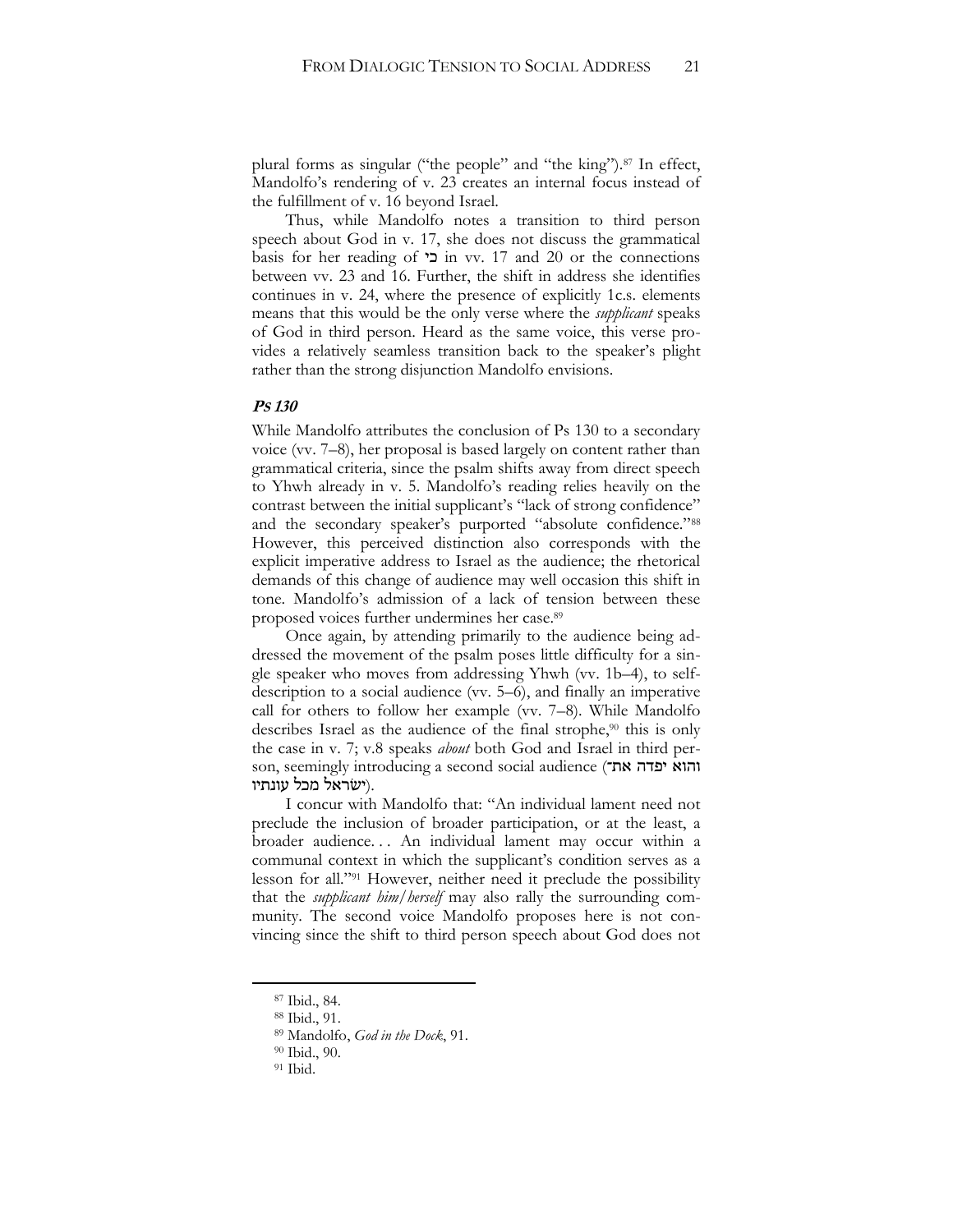plural forms as singular ("the people" and "the king").[87] In effect, Mandolfo's rendering of v. 23 creates an internal focus instead of the fulfillment of v. 16 beyond Israel.

Thus, while Mandolfo notes a transition to third person speech about God in v. 17, she does not discuss the grammatical basis for her reading of כי in vv. 17 and 20 or the connections between vv. 23 and 16. Further, the shift in address she identifies continues in v. 24, where the presence of explicitly 1c.s. elements means that this would be the only verse where the *supplicant* speaks of God in third person. Heard as the same voice, this verse provides a relatively seamless transition back to the speaker's plight rather than the strong disjunction Mandolfo envisions.

### *Ps 130*

While Mandolfo attributes the conclusion of Ps 130 to a secondary voice (vv. 7–8), her proposal is based largely on content rather than grammatical criteria, since the psalm shifts away from direct speech to Yhwh already in v. 5. Mandolfo's reading relies heavily on the contrast between the initial supplicant's "lack of strong confidence" and the secondary speaker's purported "absolute confidence."[88] However, this perceived distinction also corresponds with the explicit imperative address to Israel as the audience; the rhetorical demands of this change of audience may well occasion this shift in tone. Mandolfo's admission of a lack of tension between these proposed voices further undermines her case.[89]

Once again, by attending primarily to the audience being addressed the movement of the psalm poses little difficulty for a single speaker who moves from addressing Yhwh (vv. 1b–4), to self-description to a social audience (vv. 5–6), and finally an imperative call for others to follow her example (vv. 7–8). While Mandolfo describes Israel as the audience of the final strophe,[90] this is only the case in v. 7; v.8 speaks *about* both God and Israel in third person, seemingly introducing a second social audience (והוא יפדה את־ישׂראל מכל עונתיו).

I concur with Mandolfo that: "An individual lament need not preclude the inclusion of broader participation, or at the least, a broader audience. . . An individual lament may occur within a communal context in which the supplicant's condition serves as a lesson for all."[91] However, neither need it preclude the possibility that the *supplicant him/herself* may also rally the surrounding community. The second voice Mandolfo proposes here is not convincing since the shift to third person speech about God does not

---

[87] Ibid., 84.

[88] Ibid., 91.

[89] Mandolfo, *God in the Dock*, 91.

[90] Ibid., 90.

[91] Ibid.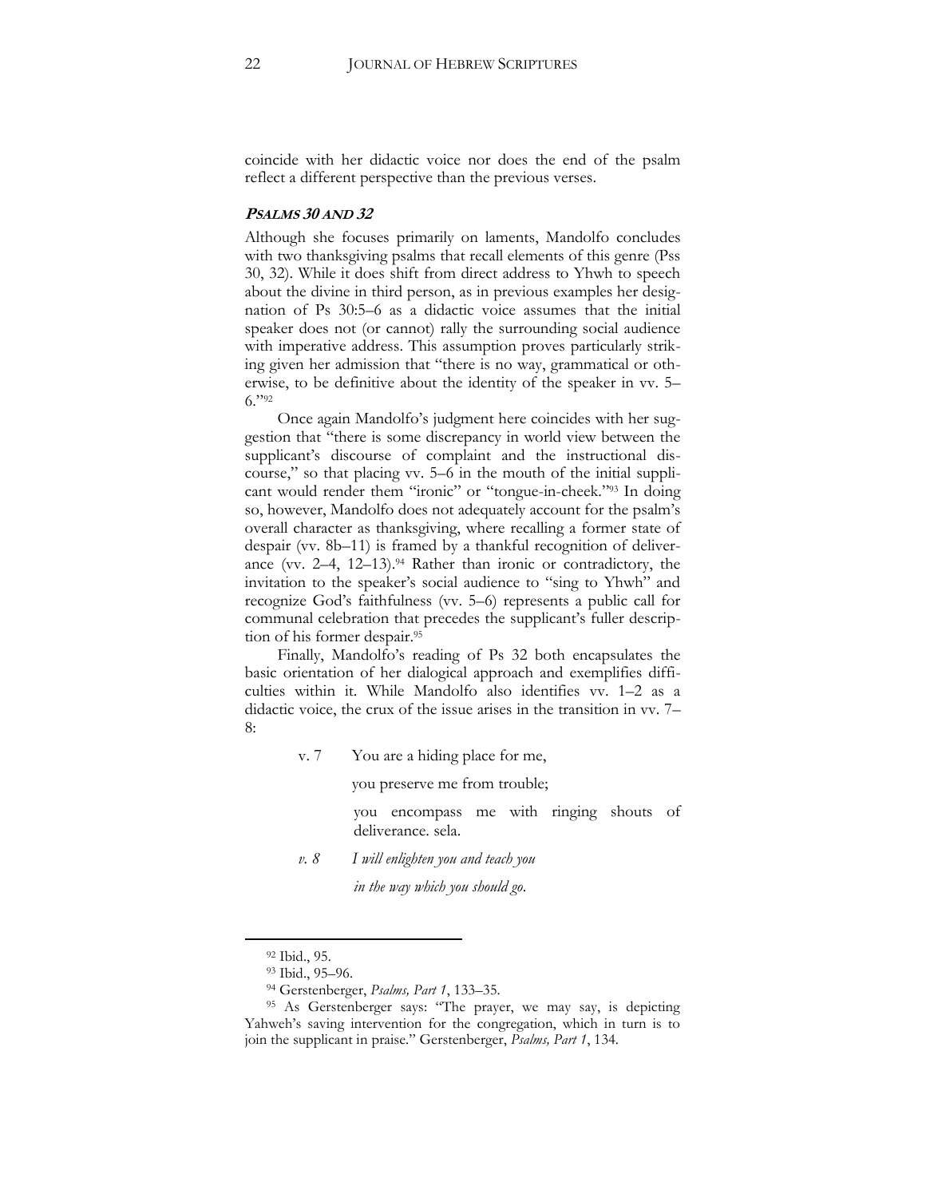coincide with her didactic voice nor does the end of the psalm reflect a different perspective than the previous verses.

### ***PSALMS 30 AND 32***

Although she focuses primarily on laments, Mandolfo concludes with two thanksgiving psalms that recall elements of this genre (Pss 30, 32). While it does shift from direct address to Yhwh to speech about the divine in third person, as in previous examples her designation of Ps 30:5–6 as a didactic voice assumes that the initial speaker does not (or cannot) rally the surrounding social audience with imperative address. This assumption proves particularly striking given her admission that "there is no way, grammatical or otherwise, to be definitive about the identity of the speaker in vv. 5–6."[92]

Once again Mandolfo's judgment here coincides with her suggestion that "there is some discrepancy in world view between the supplicant's discourse of complaint and the instructional discourse," so that placing vv. 5–6 in the mouth of the initial supplicant would render them "ironic" or "tongue-in-cheek."[93] In doing so, however, Mandolfo does not adequately account for the psalm's overall character as thanksgiving, where recalling a former state of despair (vv. 8b–11) is framed by a thankful recognition of deliverance (vv. 2–4, 12–13).[94] Rather than ironic or contradictory, the invitation to the speaker's social audience to "sing to Yhwh" and recognize God's faithfulness (vv. 5–6) represents a public call for communal celebration that precedes the supplicant's fuller description of his former despair.[95]

Finally, Mandolfo's reading of Ps 32 both encapsulates the basic orientation of her dialogical approach and exemplifies difficulties within it. While Mandolfo also identifies vv. 1–2 as a didactic voice, the crux of the issue arises in the transition in vv. 7–8:

> v. 7 You are a hiding place for me,
>
> you preserve me from trouble;
>
> you encompass me with ringing shouts of deliverance. sela.
>
> *v. 8 I will enlighten you and teach you*
>
> *in the way which you should go.*

---

[92] Ibid., 95.

[93] Ibid., 95–96.

[94] Gerstenberger, *Psalms, Part 1*, 133–35.

[95] As Gerstenberger says: "The prayer, we may say, is depicting Yahweh's saving intervention for the congregation, which in turn is to join the supplicant in praise." Gerstenberger, *Psalms, Part 1*, 134.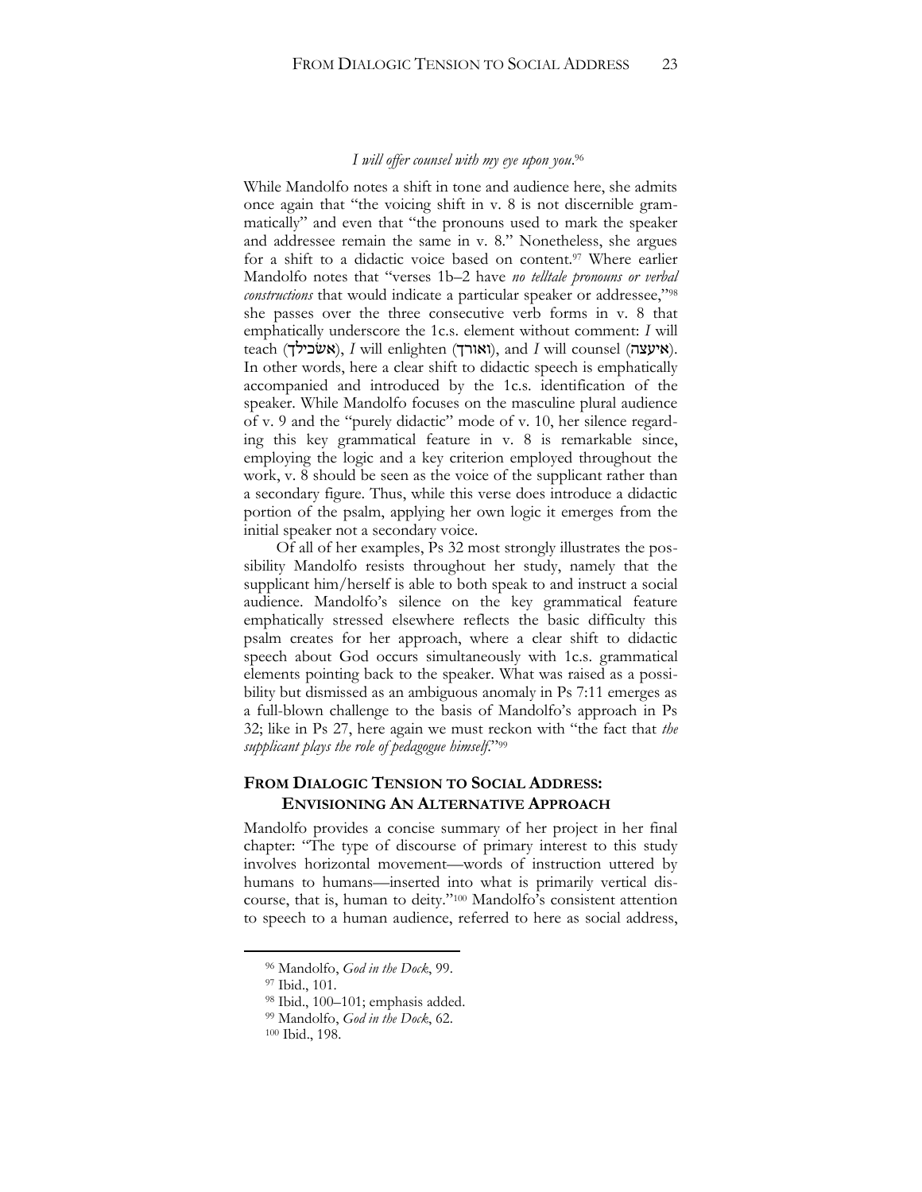*I will offer counsel with my eye upon you*.[96]

While Mandolfo notes a shift in tone and audience here, she admits once again that "the voicing shift in v. 8 is not discernible grammatically" and even that "the pronouns used to mark the speaker and addressee remain the same in v. 8." Nonetheless, she argues for a shift to a didactic voice based on content.[97] Where earlier Mandolfo notes that "verses 1b–2 have *no telltale pronouns or verbal constructions* that would indicate a particular speaker or addressee,"[98] she passes over the three consecutive verb forms in v. 8 that emphatically underscore the 1c.s. element without comment: *I* will teach (אשׂכילך), *I* will enlighten (ואורך), and *I* will counsel (איעצה). In other words, here a clear shift to didactic speech is emphatically accompanied and introduced by the 1c.s. identification of the speaker. While Mandolfo focuses on the masculine plural audience of v. 9 and the "purely didactic" mode of v. 10, her silence regarding this key grammatical feature in v. 8 is remarkable since, employing the logic and a key criterion employed throughout the work, v. 8 should be seen as the voice of the supplicant rather than a secondary figure. Thus, while this verse does introduce a didactic portion of the psalm, applying her own logic it emerges from the initial speaker not a secondary voice.

Of all of her examples, Ps 32 most strongly illustrates the possibility Mandolfo resists throughout her study, namely that the supplicant him/herself is able to both speak to and instruct a social audience. Mandolfo's silence on the key grammatical feature emphatically stressed elsewhere reflects the basic difficulty this psalm creates for her approach, where a clear shift to didactic speech about God occurs simultaneously with 1c.s. grammatical elements pointing back to the speaker. What was raised as a possibility but dismissed as an ambiguous anomaly in Ps 7:11 emerges as a full-blown challenge to the basis of Mandolfo's approach in Ps 32; like in Ps 27, here again we must reckon with "the fact that *the supplicant plays the role of pedagogue himself*."[99]

## From Dialogic Tension to Social Address: Envisioning an Alternative Approach

Mandolfo provides a concise summary of her project in her final chapter: "The type of discourse of primary interest to this study involves horizontal movement—words of instruction uttered by humans to humans—inserted into what is primarily vertical discourse, that is, human to deity."[100] Mandolfo's consistent attention to speech to a human audience, referred to here as social address,

---

[96] Mandolfo, *God in the Dock*, 99.

[97] Ibid., 101.

[98] Ibid., 100–101; emphasis added.

[99] Mandolfo, *God in the Dock*, 62.

[100] Ibid., 198.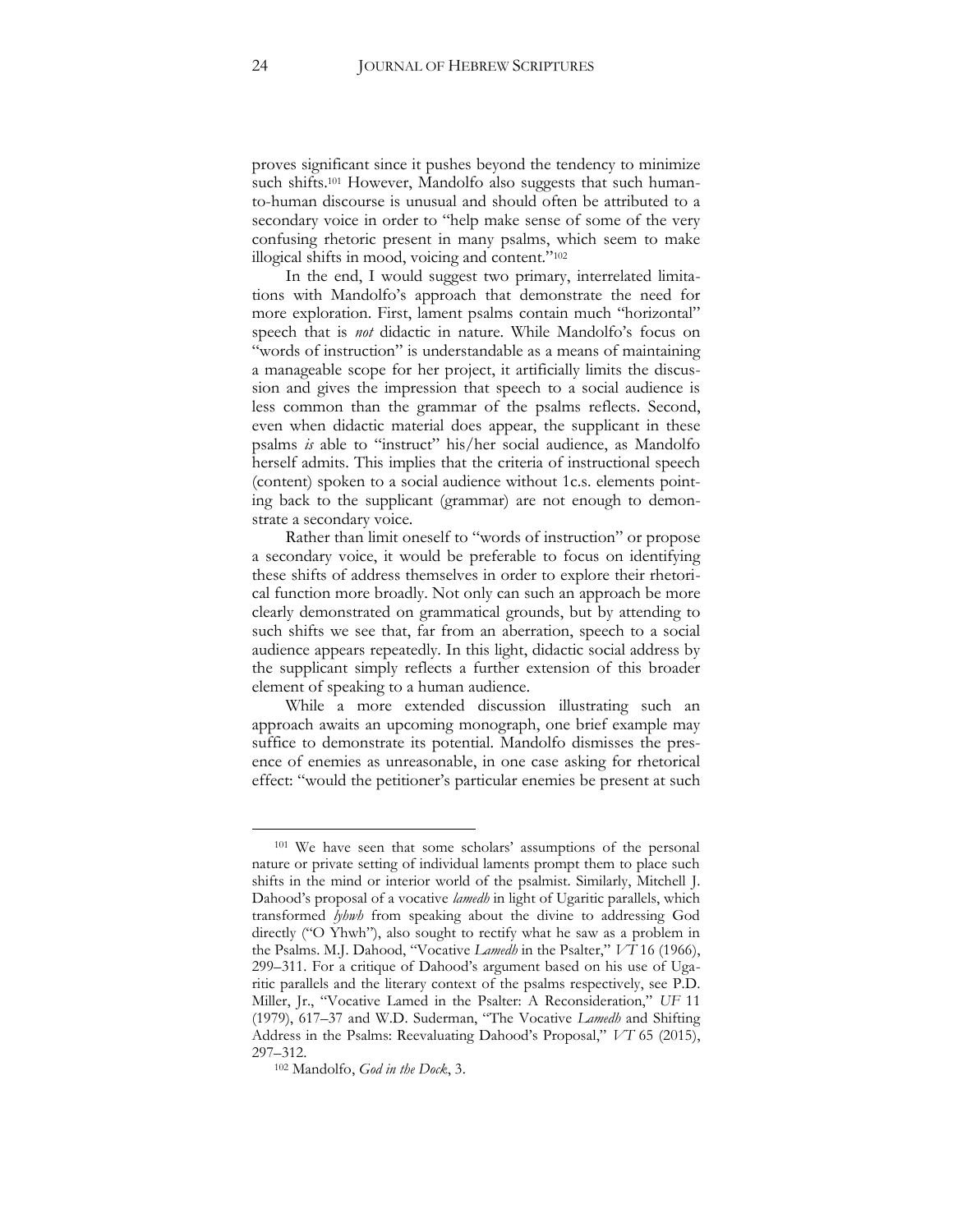proves significant since it pushes beyond the tendency to minimize such shifts.[101] However, Mandolfo also suggests that such human-to-human discourse is unusual and should often be attributed to a secondary voice in order to "help make sense of some of the very confusing rhetoric present in many psalms, which seem to make illogical shifts in mood, voicing and content."[102]

In the end, I would suggest two primary, interrelated limitations with Mandolfo's approach that demonstrate the need for more exploration. First, lament psalms contain much "horizontal" speech that is *not* didactic in nature. While Mandolfo's focus on "words of instruction" is understandable as a means of maintaining a manageable scope for her project, it artificially limits the discussion and gives the impression that speech to a social audience is less common than the grammar of the psalms reflects. Second, even when didactic material does appear, the supplicant in these psalms *is* able to "instruct" his/her social audience, as Mandolfo herself admits. This implies that the criteria of instructional speech (content) spoken to a social audience without 1c.s. elements pointing back to the supplicant (grammar) are not enough to demonstrate a secondary voice.

Rather than limit oneself to "words of instruction" or propose a secondary voice, it would be preferable to focus on identifying these shifts of address themselves in order to explore their rhetorical function more broadly. Not only can such an approach be more clearly demonstrated on grammatical grounds, but by attending to such shifts we see that, far from an aberration, speech to a social audience appears repeatedly. In this light, didactic social address by the supplicant simply reflects a further extension of this broader element of speaking to a human audience.

While a more extended discussion illustrating such an approach awaits an upcoming monograph, one brief example may suffice to demonstrate its potential. Mandolfo dismisses the presence of enemies as unreasonable, in one case asking for rhetorical effect: "would the petitioner's particular enemies be present at such

---

[101] We have seen that some scholars' assumptions of the personal nature or private setting of individual laments prompt them to place such shifts in the mind or interior world of the psalmist. Similarly, Mitchell J. Dahood's proposal of a vocative *lamedh* in light of Ugaritic parallels, which transformed *lyhwh* from speaking about the divine to addressing God directly ("O Yhwh"), also sought to rectify what he saw as a problem in the Psalms. M.J. Dahood, "Vocative *Lamedh* in the Psalter," *VT* 16 (1966), 299–311. For a critique of Dahood's argument based on his use of Ugaritic parallels and the literary context of the psalms respectively, see P.D. Miller, Jr., "Vocative Lamed in the Psalter: A Reconsideration," *UF* 11 (1979), 617–37 and W.D. Suderman, "The Vocative *Lamedh* and Shifting Address in the Psalms: Reevaluating Dahood's Proposal," *VT* 65 (2015), 297–312.

[102] Mandolfo, *God in the Dock*, 3.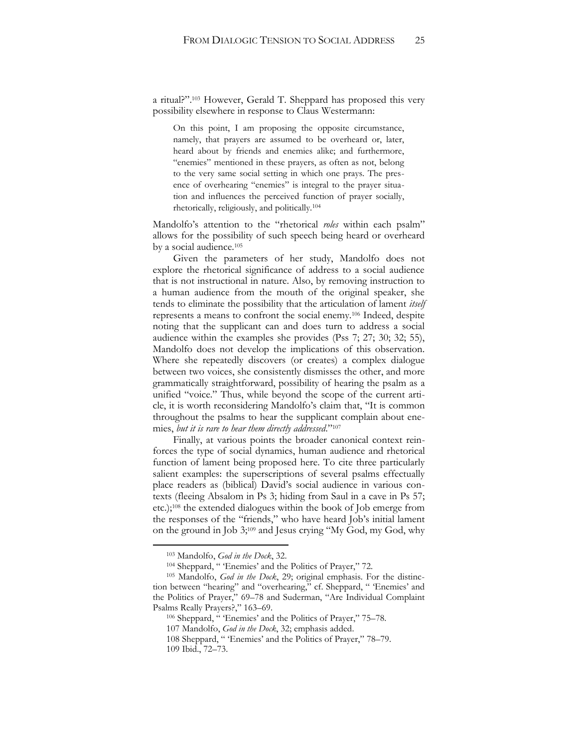a ritual?".[103] However, Gerald T. Sheppard has proposed this very possibility elsewhere in response to Claus Westermann:

> On this point, I am proposing the opposite circumstance, namely, that prayers are assumed to be overheard or, later, heard about by friends and enemies alike; and furthermore, "enemies" mentioned in these prayers, as often as not, belong to the very same social setting in which one prays. The presence of overhearing "enemies" is integral to the prayer situation and influences the perceived function of prayer socially, rhetorically, religiously, and politically.[104]

Mandolfo's attention to the "rhetorical *roles* within each psalm" allows for the possibility of such speech being heard or overheard by a social audience.[105]

Given the parameters of her study, Mandolfo does not explore the rhetorical significance of address to a social audience that is not instructional in nature. Also, by removing instruction to a human audience from the mouth of the original speaker, she tends to eliminate the possibility that the articulation of lament *itself* represents a means to confront the social enemy.[106] Indeed, despite noting that the supplicant can and does turn to address a social audience within the examples she provides (Pss 7; 27; 30; 32; 55), Mandolfo does not develop the implications of this observation. Where she repeatedly discovers (or creates) a complex dialogue between two voices, she consistently dismisses the other, and more grammatically straightforward, possibility of hearing the psalm as a unified "voice." Thus, while beyond the scope of the current article, it is worth reconsidering Mandolfo's claim that, "It is common throughout the psalms to hear the supplicant complain about enemies, *but it is rare to hear them directly addressed*."[107]

Finally, at various points the broader canonical context reinforces the type of social dynamics, human audience and rhetorical function of lament being proposed here. To cite three particularly salient examples: the superscriptions of several psalms effectually place readers as (biblical) David's social audience in various contexts (fleeing Absalom in Ps 3; hiding from Saul in a cave in Ps 57; etc.);[108] the extended dialogues within the book of Job emerge from the responses of the "friends," who have heard Job's initial lament on the ground in Job 3;[109] and Jesus crying "My God, my God, why

---

[103] Mandolfo, *God in the Dock*, 32.

[104] Sheppard, " 'Enemies' and the Politics of Prayer," 72.

[105] Mandolfo, *God in the Dock*, 29; original emphasis. For the distinction between "hearing" and "overhearing," cf. Sheppard, " 'Enemies' and the Politics of Prayer," 69–78 and Suderman, "Are Individual Complaint Psalms Really Prayers?," 163–69.

[106] Sheppard, " 'Enemies' and the Politics of Prayer," 75–78.

[107] Mandolfo, *God in the Dock*, 32; emphasis added.

[108] Sheppard, " 'Enemies' and the Politics of Prayer," 78–79.

[109] Ibid., 72–73.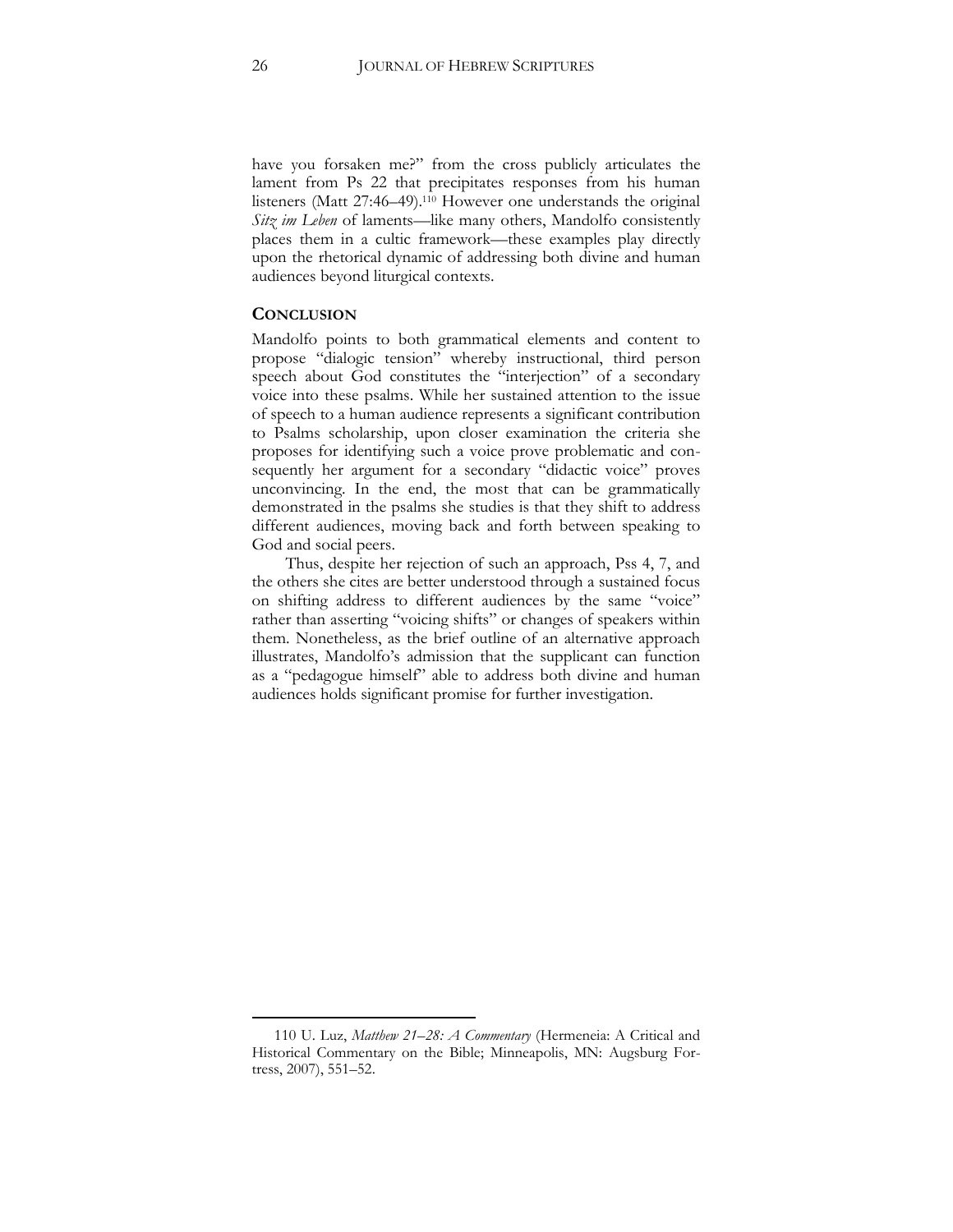have you forsaken me?" from the cross publicly articulates the lament from Ps 22 that precipitates responses from his human listeners (Matt 27:46–49).[110] However one understands the original *Sitz im Leben* of laments—like many others, Mandolfo consistently places them in a cultic framework—these examples play directly upon the rhetorical dynamic of addressing both divine and human audiences beyond liturgical contexts.

## CONCLUSION

Mandolfo points to both grammatical elements and content to propose "dialogic tension" whereby instructional, third person speech about God constitutes the "interjection" of a secondary voice into these psalms. While her sustained attention to the issue of speech to a human audience represents a significant contribution to Psalms scholarship, upon closer examination the criteria she proposes for identifying such a voice prove problematic and consequently her argument for a secondary "didactic voice" proves unconvincing. In the end, the most that can be grammatically demonstrated in the psalms she studies is that they shift to address different audiences, moving back and forth between speaking to God and social peers.

Thus, despite her rejection of such an approach, Pss 4, 7, and the others she cites are better understood through a sustained focus on shifting address to different audiences by the same "voice" rather than asserting "voicing shifts" or changes of speakers within them. Nonetheless, as the brief outline of an alternative approach illustrates, Mandolfo's admission that the supplicant can function as a "pedagogue himself" able to address both divine and human audiences holds significant promise for further investigation.

---

110 U. Luz, *Matthew 21–28: A Commentary* (Hermeneia: A Critical and Historical Commentary on the Bible; Minneapolis, MN: Augsburg Fortress, 2007), 551–52.